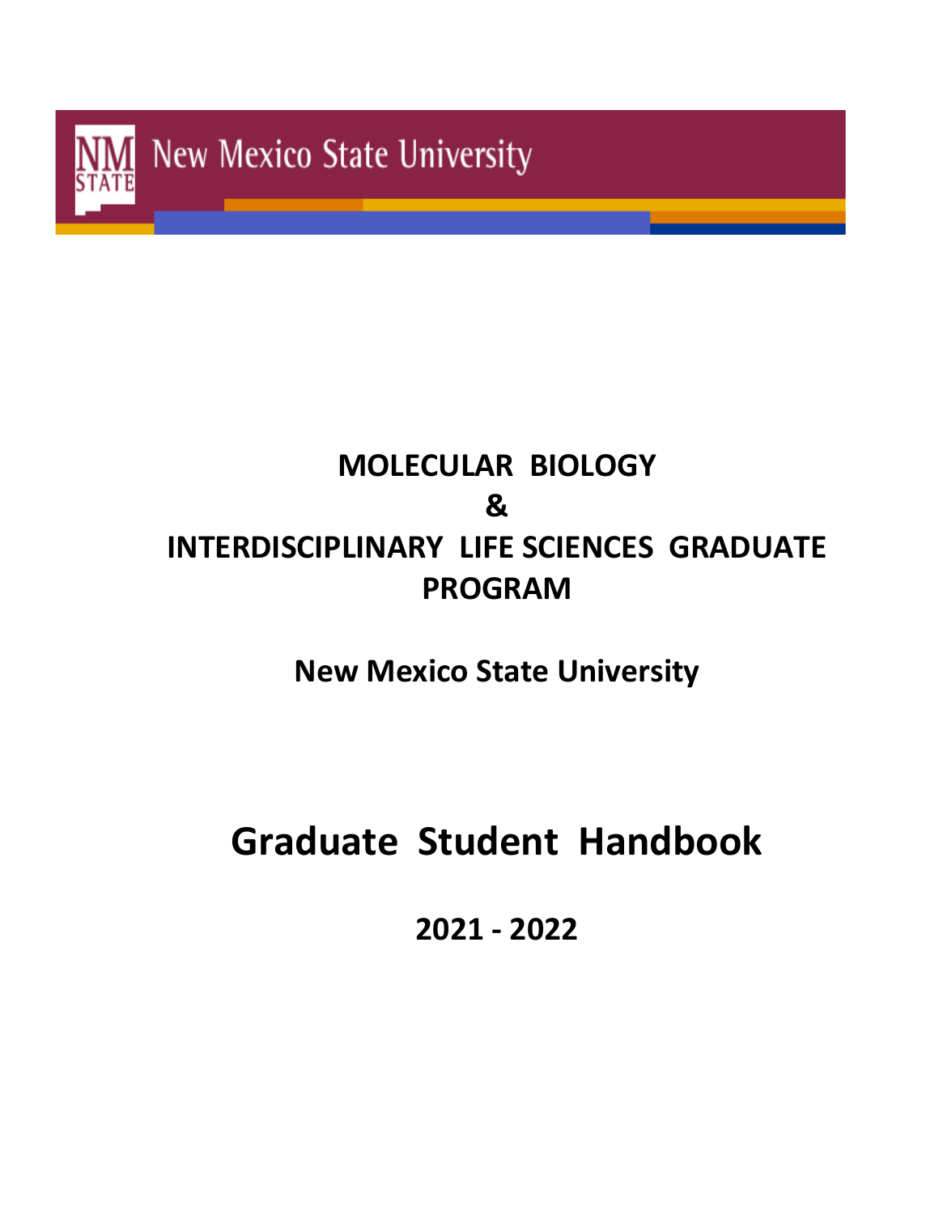New Mexico State University

# MOLECULAR BIOLOGY & INTERDISCIPLINARY LIFE SCIENCES GRADUATE PROGRAM

## New Mexico State University

# Graduate Student Handbook

## 2021 - 2022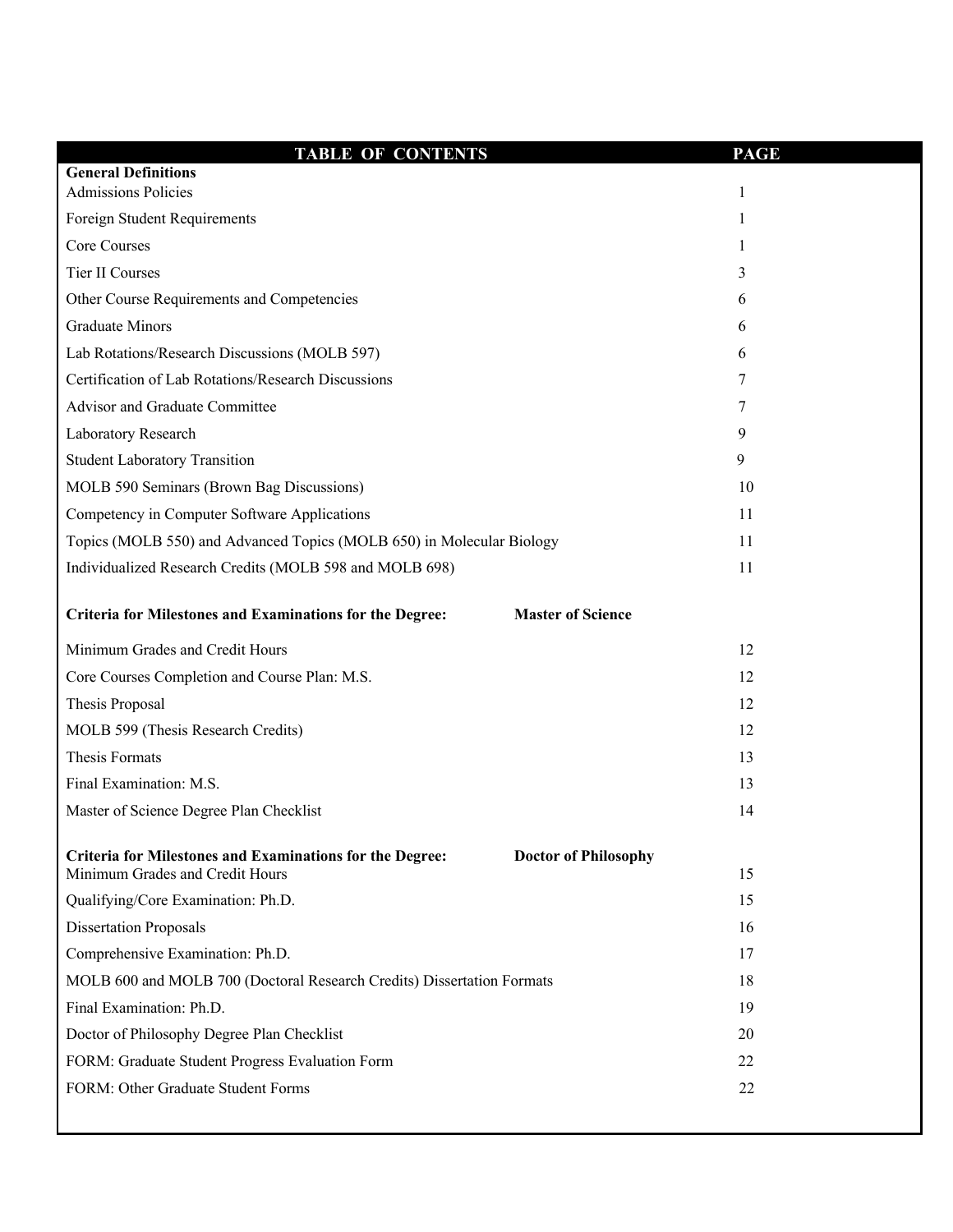| TABLE OF CONTENTS | PAGE |
|---|---|
| **General Definitions** | |
| Admissions Policies | 1 |
| Foreign Student Requirements | 1 |
| Core Courses | 1 |
| Tier II Courses | 3 |
| Other Course Requirements and Competencies | 6 |
| Graduate Minors | 6 |
| Lab Rotations/Research Discussions (MOLB 597) | 6 |
| Certification of Lab Rotations/Research Discussions | 7 |
| Advisor and Graduate Committee | 7 |
| Laboratory Research | 9 |
| Student Laboratory Transition | 9 |
| MOLB 590 Seminars (Brown Bag Discussions) | 10 |
| Competency in Computer Software Applications | 11 |
| Topics (MOLB 550) and Advanced Topics (MOLB 650) in Molecular Biology | 11 |
| Individualized Research Credits (MOLB 598 and MOLB 698) | 11 |
| **Criteria for Milestones and Examinations for the Degree: Master of Science** | |
| Minimum Grades and Credit Hours | 12 |
| Core Courses Completion and Course Plan: M.S. | 12 |
| Thesis Proposal | 12 |
| MOLB 599 (Thesis Research Credits) | 12 |
| Thesis Formats | 13 |
| Final Examination: M.S. | 13 |
| Master of Science Degree Plan Checklist | 14 |
| **Criteria for Milestones and Examinations for the Degree: Doctor of Philosophy** | |
| Minimum Grades and Credit Hours | 15 |
| Qualifying/Core Examination: Ph.D. | 15 |
| Dissertation Proposals | 16 |
| Comprehensive Examination: Ph.D. | 17 |
| MOLB 600 and MOLB 700 (Doctoral Research Credits) Dissertation Formats | 18 |
| Final Examination: Ph.D. | 19 |
| Doctor of Philosophy Degree Plan Checklist | 20 |
| FORM: Graduate Student Progress Evaluation Form | 22 |
| FORM: Other Graduate Student Forms | 22 |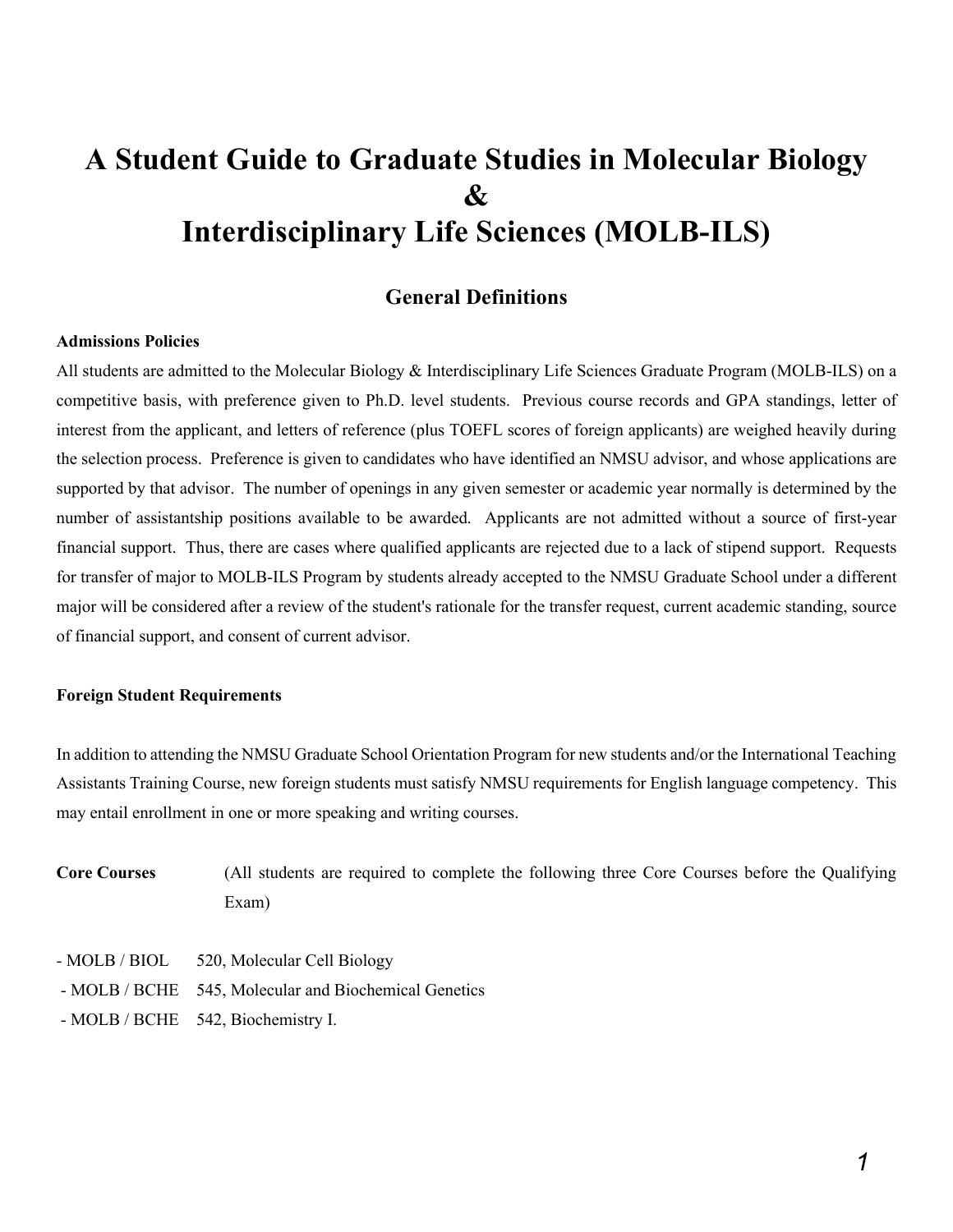# A Student Guide to Graduate Studies in Molecular Biology & Interdisciplinary Life Sciences (MOLB-ILS)

## General Definitions

**Admissions Policies**

All students are admitted to the Molecular Biology & Interdisciplinary Life Sciences Graduate Program (MOLB-ILS) on a competitive basis, with preference given to Ph.D. level students. Previous course records and GPA standings, letter of interest from the applicant, and letters of reference (plus TOEFL scores of foreign applicants) are weighed heavily during the selection process. Preference is given to candidates who have identified an NMSU advisor, and whose applications are supported by that advisor. The number of openings in any given semester or academic year normally is determined by the number of assistantship positions available to be awarded. Applicants are not admitted without a source of first-year financial support. Thus, there are cases where qualified applicants are rejected due to a lack of stipend support. Requests for transfer of major to MOLB-ILS Program by students already accepted to the NMSU Graduate School under a different major will be considered after a review of the student's rationale for the transfer request, current academic standing, source of financial support, and consent of current advisor.

**Foreign Student Requirements**

In addition to attending the NMSU Graduate School Orientation Program for new students and/or the International Teaching Assistants Training Course, new foreign students must satisfy NMSU requirements for English language competency. This may entail enrollment in one or more speaking and writing courses.

**Core Courses** (All students are required to complete the following three Core Courses before the Qualifying Exam)

- MOLB / BIOL 520, Molecular Cell Biology
- MOLB / BCHE 545, Molecular and Biochemical Genetics
- MOLB / BCHE 542, Biochemistry I.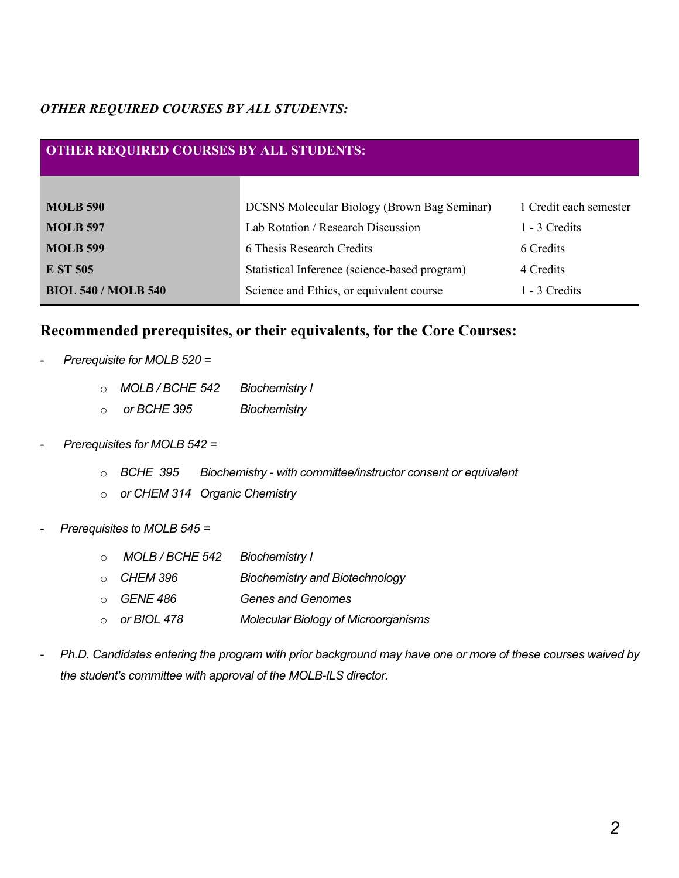*OTHER REQUIRED COURSES BY ALL STUDENTS:*

| OTHER REQUIRED COURSES BY ALL STUDENTS: | | |
|---|---|---|
| **MOLB 590** | DCSNS Molecular Biology (Brown Bag Seminar) | 1 Credit each semester |
| **MOLB 597** | Lab Rotation / Research Discussion | 1 - 3 Credits |
| **MOLB 599** | 6 Thesis Research Credits | 6 Credits |
| **E ST 505** | Statistical Inference (science-based program) | 4 Credits |
| **BIOL 540 / MOLB 540** | Science and Ethics, or equivalent course | 1 - 3 Credits |

## Recommended prerequisites, or their equivalents, for the Core Courses:

- *Prerequisite for MOLB 520 =*
    - *MOLB / BCHE 542 Biochemistry I*
    - *or BCHE 395 Biochemistry*
- *Prerequisites for MOLB 542 =*
    - *BCHE 395 Biochemistry - with committee/instructor consent or equivalent*
    - *or CHEM 314 Organic Chemistry*
- *Prerequisites to MOLB 545 =*
    - *MOLB / BCHE 542 Biochemistry I*
    - *CHEM 396 Biochemistry and Biotechnology*
    - *GENE 486 Genes and Genomes*
    - *or BIOL 478 Molecular Biology of Microorganisms*
- *Ph.D. Candidates entering the program with prior background may have one or more of these courses waived by the student's committee with approval of the MOLB-ILS director.*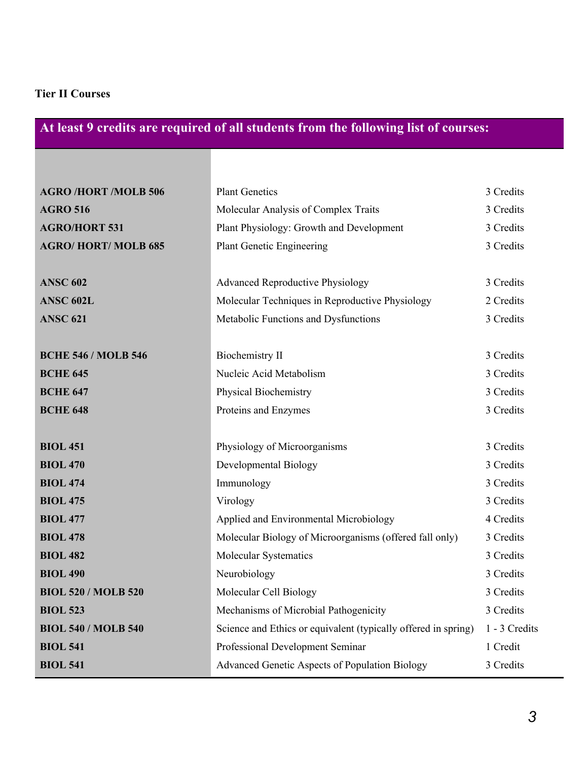**Tier II Courses**

| At least 9 credits are required of all students from the following list of courses: | | |
|---|---|---|
| **AGRO /HORT /MOLB 506** | Plant Genetics | 3 Credits |
| **AGRO 516** | Molecular Analysis of Complex Traits | 3 Credits |
| **AGRO/HORT 531** | Plant Physiology: Growth and Development | 3 Credits |
| **AGRO/ HORT/ MOLB 685** | Plant Genetic Engineering | 3 Credits |
| | | |
| **ANSC 602** | Advanced Reproductive Physiology | 3 Credits |
| **ANSC 602L** | Molecular Techniques in Reproductive Physiology | 2 Credits |
| **ANSC 621** | Metabolic Functions and Dysfunctions | 3 Credits |
| | | |
| **BCHE 546 / MOLB 546** | Biochemistry II | 3 Credits |
| **BCHE 645** | Nucleic Acid Metabolism | 3 Credits |
| **BCHE 647** | Physical Biochemistry | 3 Credits |
| **BCHE 648** | Proteins and Enzymes | 3 Credits |
| | | |
| **BIOL 451** | Physiology of Microorganisms | 3 Credits |
| **BIOL 470** | Developmental Biology | 3 Credits |
| **BIOL 474** | Immunology | 3 Credits |
| **BIOL 475** | Virology | 3 Credits |
| **BIOL 477** | Applied and Environmental Microbiology | 4 Credits |
| **BIOL 478** | Molecular Biology of Microorganisms (offered fall only) | 3 Credits |
| **BIOL 482** | Molecular Systematics | 3 Credits |
| **BIOL 490** | Neurobiology | 3 Credits |
| **BIOL 520 / MOLB 520** | Molecular Cell Biology | 3 Credits |
| **BIOL 523** | Mechanisms of Microbial Pathogenicity | 3 Credits |
| **BIOL 540 / MOLB 540** | Science and Ethics or equivalent (typically offered in spring) | 1 - 3 Credits |
| **BIOL 541** | Professional Development Seminar | 1 Credit |
| **BIOL 541** | Advanced Genetic Aspects of Population Biology | 3 Credits |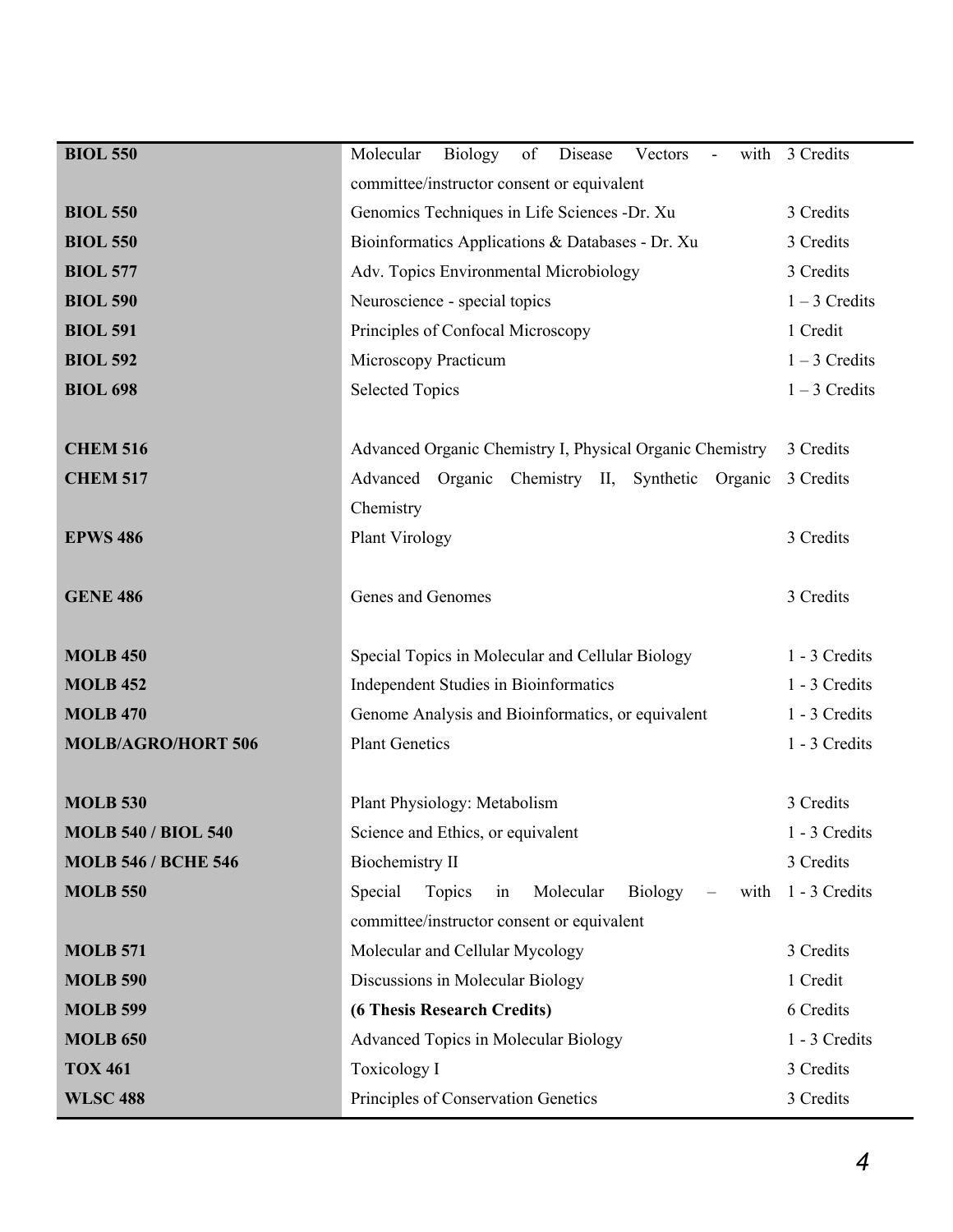| | | |
|---|---|---|
| **BIOL 550** | Molecular Biology of Disease Vectors - with committee/instructor consent or equivalent | 3 Credits |
| **BIOL 550** | Genomics Techniques in Life Sciences -Dr. Xu | 3 Credits |
| **BIOL 550** | Bioinformatics Applications & Databases - Dr. Xu | 3 Credits |
| **BIOL 577** | Adv. Topics Environmental Microbiology | 3 Credits |
| **BIOL 590** | Neuroscience - special topics | 1 – 3 Credits |
| **BIOL 591** | Principles of Confocal Microscopy | 1 Credit |
| **BIOL 592** | Microscopy Practicum | 1 – 3 Credits |
| **BIOL 698** | Selected Topics | 1 – 3 Credits |
| | | |
| **CHEM 516** | Advanced Organic Chemistry I, Physical Organic Chemistry | 3 Credits |
| **CHEM 517** | Advanced Organic Chemistry II, Synthetic Organic Chemistry | 3 Credits |
| **EPWS 486** | Plant Virology | 3 Credits |
| | | |
| **GENE 486** | Genes and Genomes | 3 Credits |
| | | |
| **MOLB 450** | Special Topics in Molecular and Cellular Biology | 1 - 3 Credits |
| **MOLB 452** | Independent Studies in Bioinformatics | 1 - 3 Credits |
| **MOLB 470** | Genome Analysis and Bioinformatics, or equivalent | 1 - 3 Credits |
| **MOLB/AGRO/HORT 506** | Plant Genetics | 1 - 3 Credits |
| | | |
| **MOLB 530** | Plant Physiology: Metabolism | 3 Credits |
| **MOLB 540 / BIOL 540** | Science and Ethics, or equivalent | 1 - 3 Credits |
| **MOLB 546 / BCHE 546** | Biochemistry II | 3 Credits |
| **MOLB 550** | Special Topics in Molecular Biology – with committee/instructor consent or equivalent | 1 - 3 Credits |
| **MOLB 571** | Molecular and Cellular Mycology | 3 Credits |
| **MOLB 590** | Discussions in Molecular Biology | 1 Credit |
| **MOLB 599** | **(6 Thesis Research Credits)** | 6 Credits |
| **MOLB 650** | Advanced Topics in Molecular Biology | 1 - 3 Credits |
| **TOX 461** | Toxicology I | 3 Credits |
| **WLSC 488** | Principles of Conservation Genetics | 3 Credits |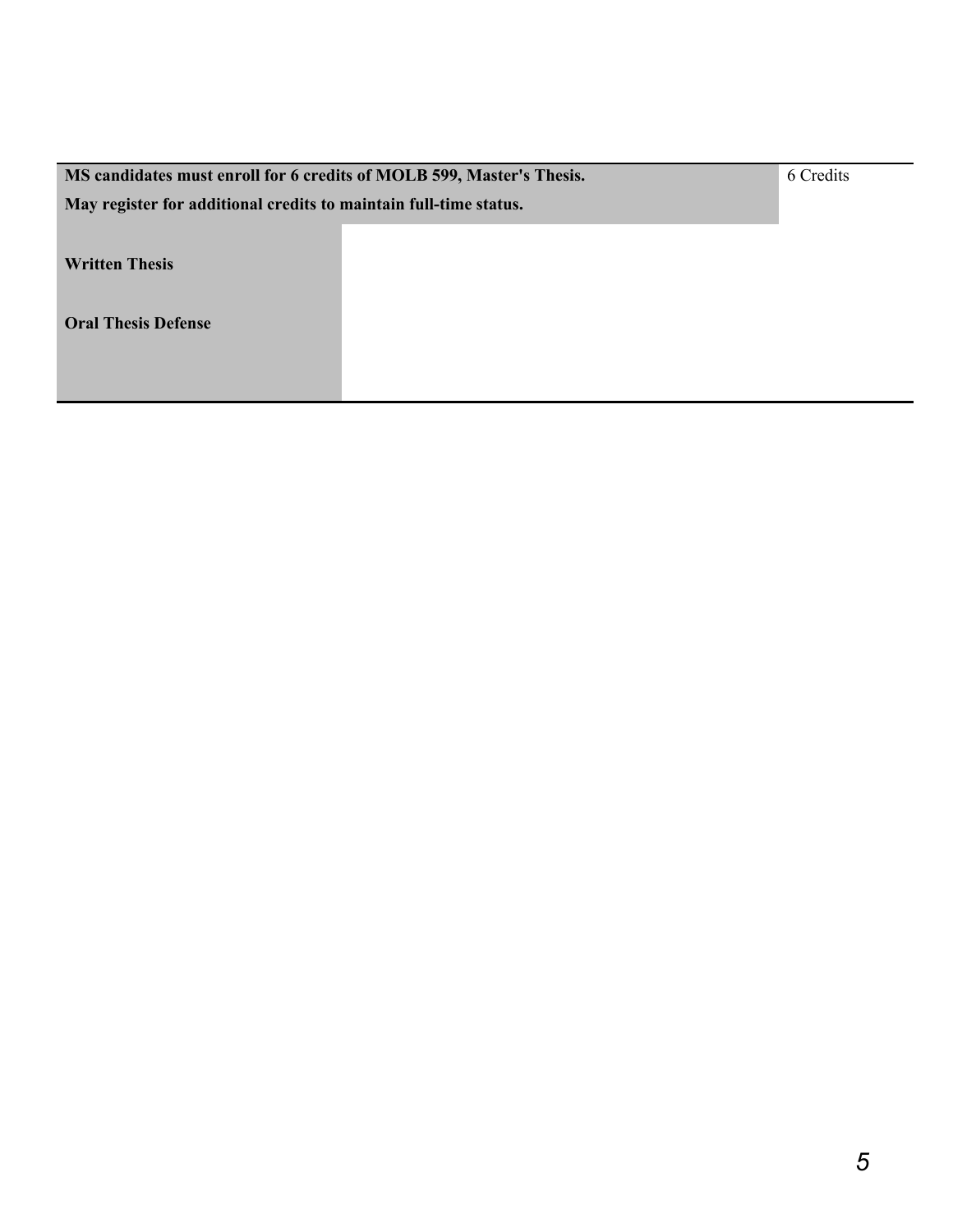| **MS candidates must enroll for 6 credits of MOLB 599, Master's Thesis.**<br>**May register for additional credits to maintain full-time status.** | 6 Credits |
|---|---|
| **Written Thesis**<br><br>**Oral Thesis Defense** | |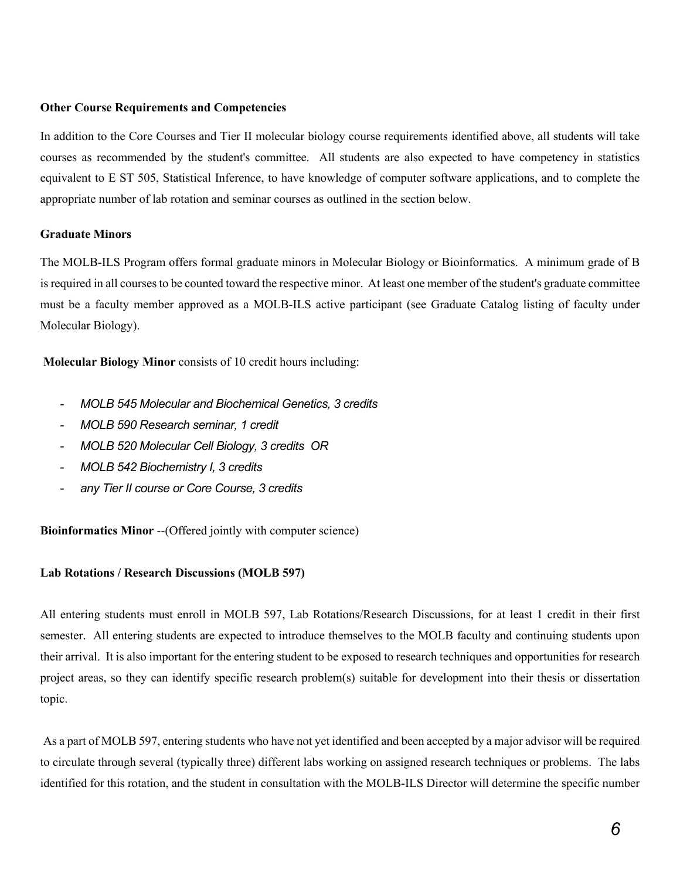**Other Course Requirements and Competencies**

In addition to the Core Courses and Tier II molecular biology course requirements identified above, all students will take courses as recommended by the student's committee. All students are also expected to have competency in statistics equivalent to E ST 505, Statistical Inference, to have knowledge of computer software applications, and to complete the appropriate number of lab rotation and seminar courses as outlined in the section below.

**Graduate Minors**

The MOLB-ILS Program offers formal graduate minors in Molecular Biology or Bioinformatics. A minimum grade of B is required in all courses to be counted toward the respective minor. At least one member of the student's graduate committee must be a faculty member approved as a MOLB-ILS active participant (see Graduate Catalog listing of faculty under Molecular Biology).

**Molecular Biology Minor** consists of 10 credit hours including:

- *MOLB 545 Molecular and Biochemical Genetics, 3 credits*
- *MOLB 590 Research seminar, 1 credit*
- *MOLB 520 Molecular Cell Biology, 3 credits OR*
- *MOLB 542 Biochemistry I, 3 credits*
- *any Tier II course or Core Course, 3 credits*

**Bioinformatics Minor** --(Offered jointly with computer science)

**Lab Rotations / Research Discussions (MOLB 597)**

All entering students must enroll in MOLB 597, Lab Rotations/Research Discussions, for at least 1 credit in their first semester. All entering students are expected to introduce themselves to the MOLB faculty and continuing students upon their arrival. It is also important for the entering student to be exposed to research techniques and opportunities for research project areas, so they can identify specific research problem(s) suitable for development into their thesis or dissertation topic.

As a part of MOLB 597, entering students who have not yet identified and been accepted by a major advisor will be required to circulate through several (typically three) different labs working on assigned research techniques or problems. The labs identified for this rotation, and the student in consultation with the MOLB-ILS Director will determine the specific number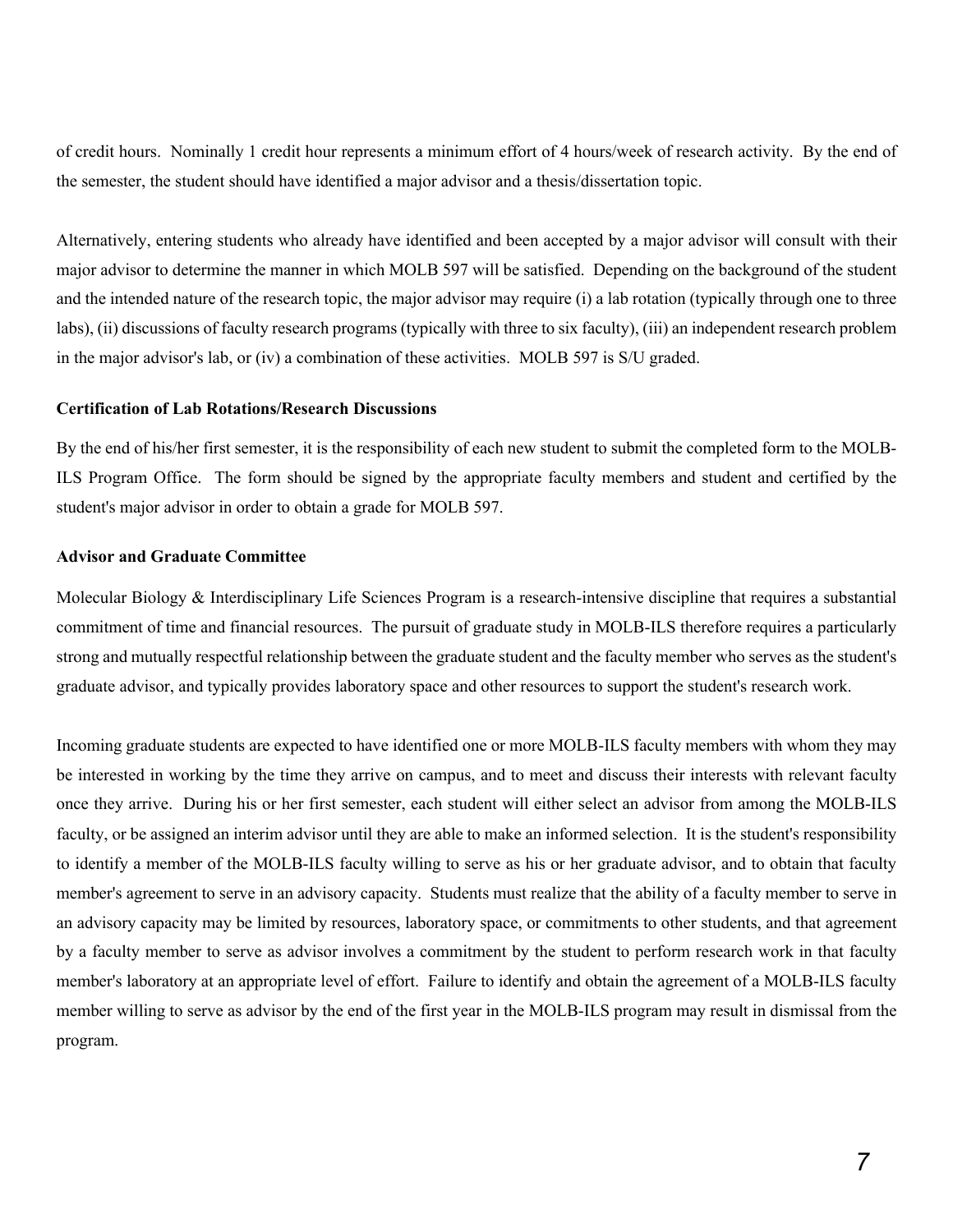of credit hours. Nominally 1 credit hour represents a minimum effort of 4 hours/week of research activity. By the end of the semester, the student should have identified a major advisor and a thesis/dissertation topic.

Alternatively, entering students who already have identified and been accepted by a major advisor will consult with their major advisor to determine the manner in which MOLB 597 will be satisfied. Depending on the background of the student and the intended nature of the research topic, the major advisor may require (i) a lab rotation (typically through one to three labs), (ii) discussions of faculty research programs (typically with three to six faculty), (iii) an independent research problem in the major advisor's lab, or (iv) a combination of these activities. MOLB 597 is S/U graded.

### Certification of Lab Rotations/Research Discussions

By the end of his/her first semester, it is the responsibility of each new student to submit the completed form to the MOLB-ILS Program Office. The form should be signed by the appropriate faculty members and student and certified by the student's major advisor in order to obtain a grade for MOLB 597.

### Advisor and Graduate Committee

Molecular Biology & Interdisciplinary Life Sciences Program is a research-intensive discipline that requires a substantial commitment of time and financial resources. The pursuit of graduate study in MOLB-ILS therefore requires a particularly strong and mutually respectful relationship between the graduate student and the faculty member who serves as the student's graduate advisor, and typically provides laboratory space and other resources to support the student's research work.

Incoming graduate students are expected to have identified one or more MOLB-ILS faculty members with whom they may be interested in working by the time they arrive on campus, and to meet and discuss their interests with relevant faculty once they arrive. During his or her first semester, each student will either select an advisor from among the MOLB-ILS faculty, or be assigned an interim advisor until they are able to make an informed selection. It is the student's responsibility to identify a member of the MOLB-ILS faculty willing to serve as his or her graduate advisor, and to obtain that faculty member's agreement to serve in an advisory capacity. Students must realize that the ability of a faculty member to serve in an advisory capacity may be limited by resources, laboratory space, or commitments to other students, and that agreement by a faculty member to serve as advisor involves a commitment by the student to perform research work in that faculty member's laboratory at an appropriate level of effort. Failure to identify and obtain the agreement of a MOLB-ILS faculty member willing to serve as advisor by the end of the first year in the MOLB-ILS program may result in dismissal from the program.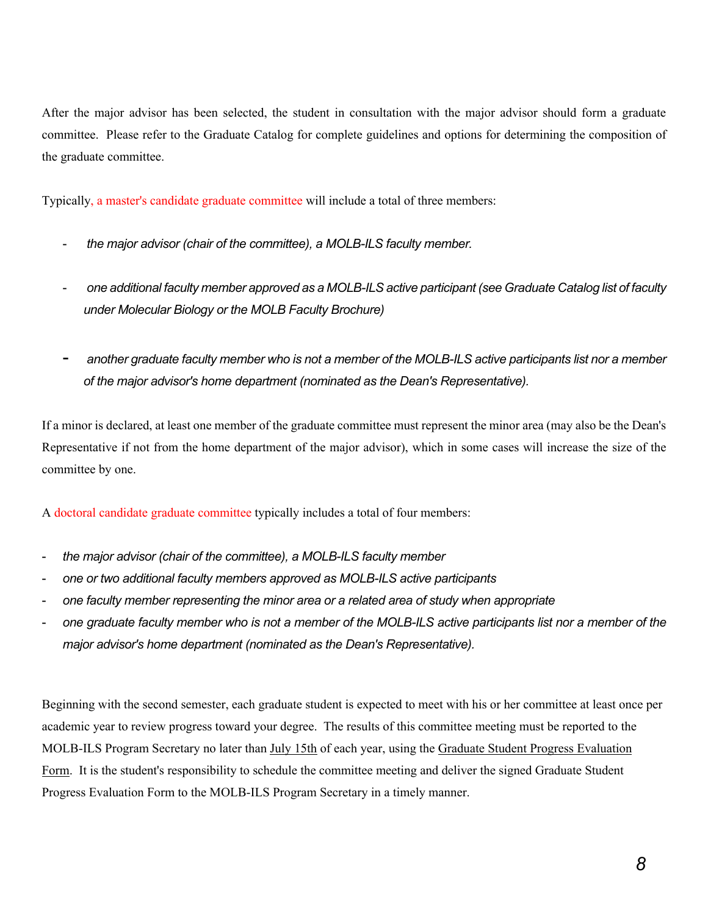After the major advisor has been selected, the student in consultation with the major advisor should form a graduate committee. Please refer to the Graduate Catalog for complete guidelines and options for determining the composition of the graduate committee.

Typically, a master's candidate graduate committee will include a total of three members:

- *the major advisor (chair of the committee), a MOLB-ILS faculty member.*
- *one additional faculty member approved as a MOLB-ILS active participant (see Graduate Catalog list of faculty under Molecular Biology or the MOLB Faculty Brochure)*
- *another graduate faculty member who is not a member of the MOLB-ILS active participants list nor a member of the major advisor's home department (nominated as the Dean's Representative).*

If a minor is declared, at least one member of the graduate committee must represent the minor area (may also be the Dean's Representative if not from the home department of the major advisor), which in some cases will increase the size of the committee by one.

A doctoral candidate graduate committee typically includes a total of four members:

- *the major advisor (chair of the committee), a MOLB-ILS faculty member*
- *one or two additional faculty members approved as MOLB-ILS active participants*
- *one faculty member representing the minor area or a related area of study when appropriate*
- *one graduate faculty member who is not a member of the MOLB-ILS active participants list nor a member of the major advisor's home department (nominated as the Dean's Representative).*

Beginning with the second semester, each graduate student is expected to meet with his or her committee at least once per academic year to review progress toward your degree. The results of this committee meeting must be reported to the MOLB-ILS Program Secretary no later than July 15th of each year, using the Graduate Student Progress Evaluation Form. It is the student's responsibility to schedule the committee meeting and deliver the signed Graduate Student Progress Evaluation Form to the MOLB-ILS Program Secretary in a timely manner.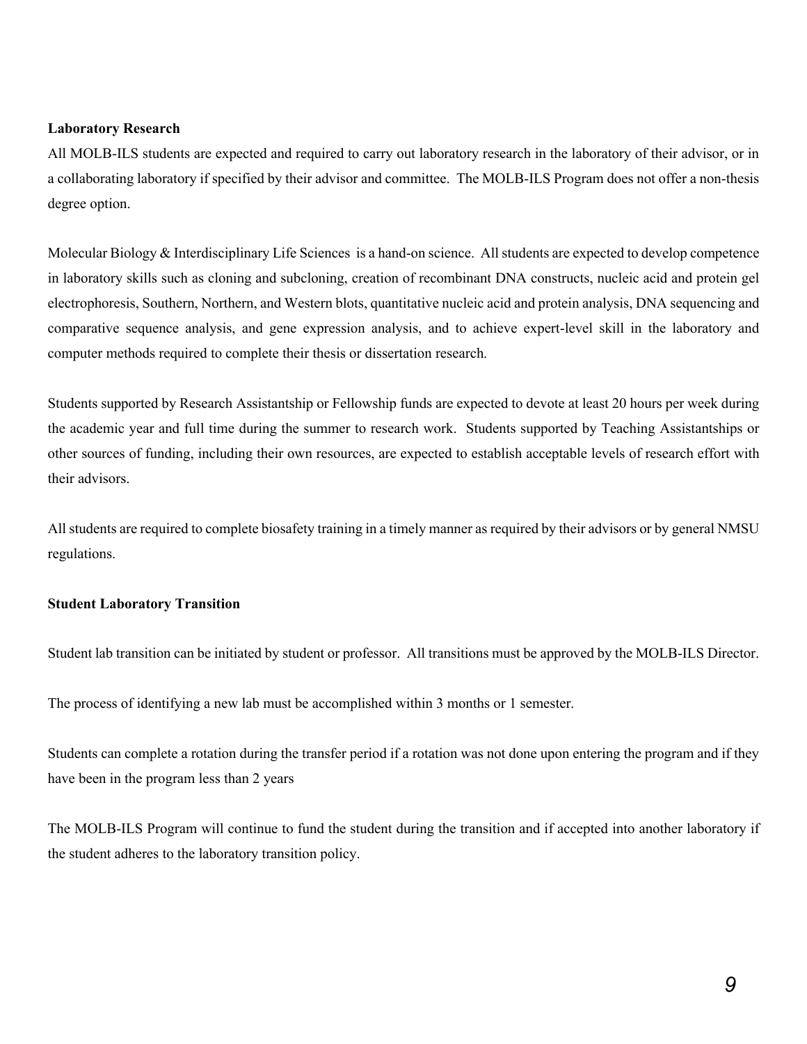**Laboratory Research**

All MOLB-ILS students are expected and required to carry out laboratory research in the laboratory of their advisor, or in a collaborating laboratory if specified by their advisor and committee. The MOLB-ILS Program does not offer a non-thesis degree option.

Molecular Biology & Interdisciplinary Life Sciences is a hand-on science. All students are expected to develop competence in laboratory skills such as cloning and subcloning, creation of recombinant DNA constructs, nucleic acid and protein gel electrophoresis, Southern, Northern, and Western blots, quantitative nucleic acid and protein analysis, DNA sequencing and comparative sequence analysis, and gene expression analysis, and to achieve expert-level skill in the laboratory and computer methods required to complete their thesis or dissertation research.

Students supported by Research Assistantship or Fellowship funds are expected to devote at least 20 hours per week during the academic year and full time during the summer to research work. Students supported by Teaching Assistantships or other sources of funding, including their own resources, are expected to establish acceptable levels of research effort with their advisors.

All students are required to complete biosafety training in a timely manner as required by their advisors or by general NMSU regulations.

**Student Laboratory Transition**

Student lab transition can be initiated by student or professor. All transitions must be approved by the MOLB-ILS Director.

The process of identifying a new lab must be accomplished within 3 months or 1 semester.

Students can complete a rotation during the transfer period if a rotation was not done upon entering the program and if they have been in the program less than 2 years

The MOLB-ILS Program will continue to fund the student during the transition and if accepted into another laboratory if the student adheres to the laboratory transition policy.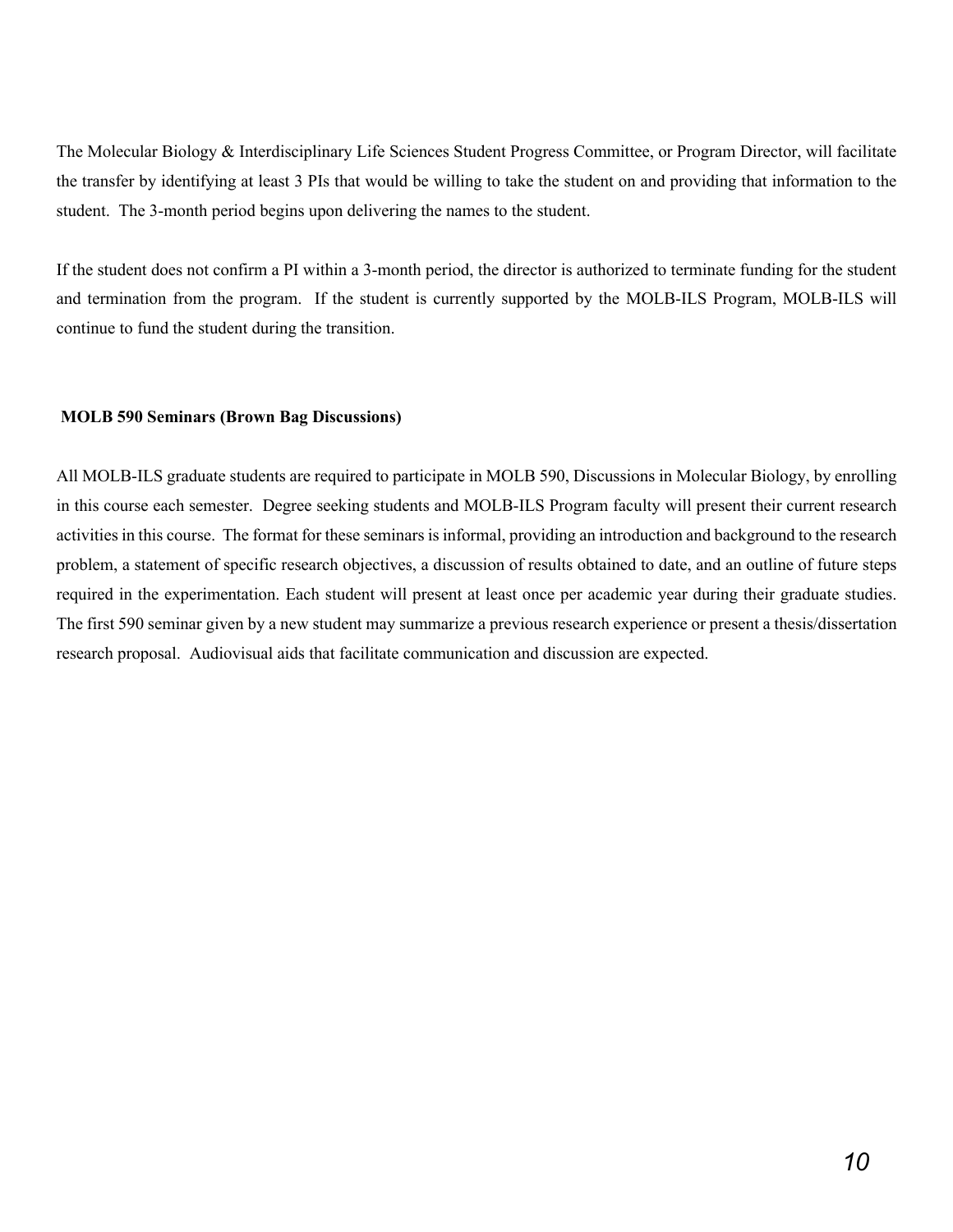The Molecular Biology & Interdisciplinary Life Sciences Student Progress Committee, or Program Director, will facilitate the transfer by identifying at least 3 PIs that would be willing to take the student on and providing that information to the student. The 3-month period begins upon delivering the names to the student.

If the student does not confirm a PI within a 3-month period, the director is authorized to terminate funding for the student and termination from the program. If the student is currently supported by the MOLB-ILS Program, MOLB-ILS will continue to fund the student during the transition.

**MOLB 590 Seminars (Brown Bag Discussions)**

All MOLB-ILS graduate students are required to participate in MOLB 590, Discussions in Molecular Biology, by enrolling in this course each semester. Degree seeking students and MOLB-ILS Program faculty will present their current research activities in this course. The format for these seminars is informal, providing an introduction and background to the research problem, a statement of specific research objectives, a discussion of results obtained to date, and an outline of future steps required in the experimentation. Each student will present at least once per academic year during their graduate studies. The first 590 seminar given by a new student may summarize a previous research experience or present a thesis/dissertation research proposal. Audiovisual aids that facilitate communication and discussion are expected.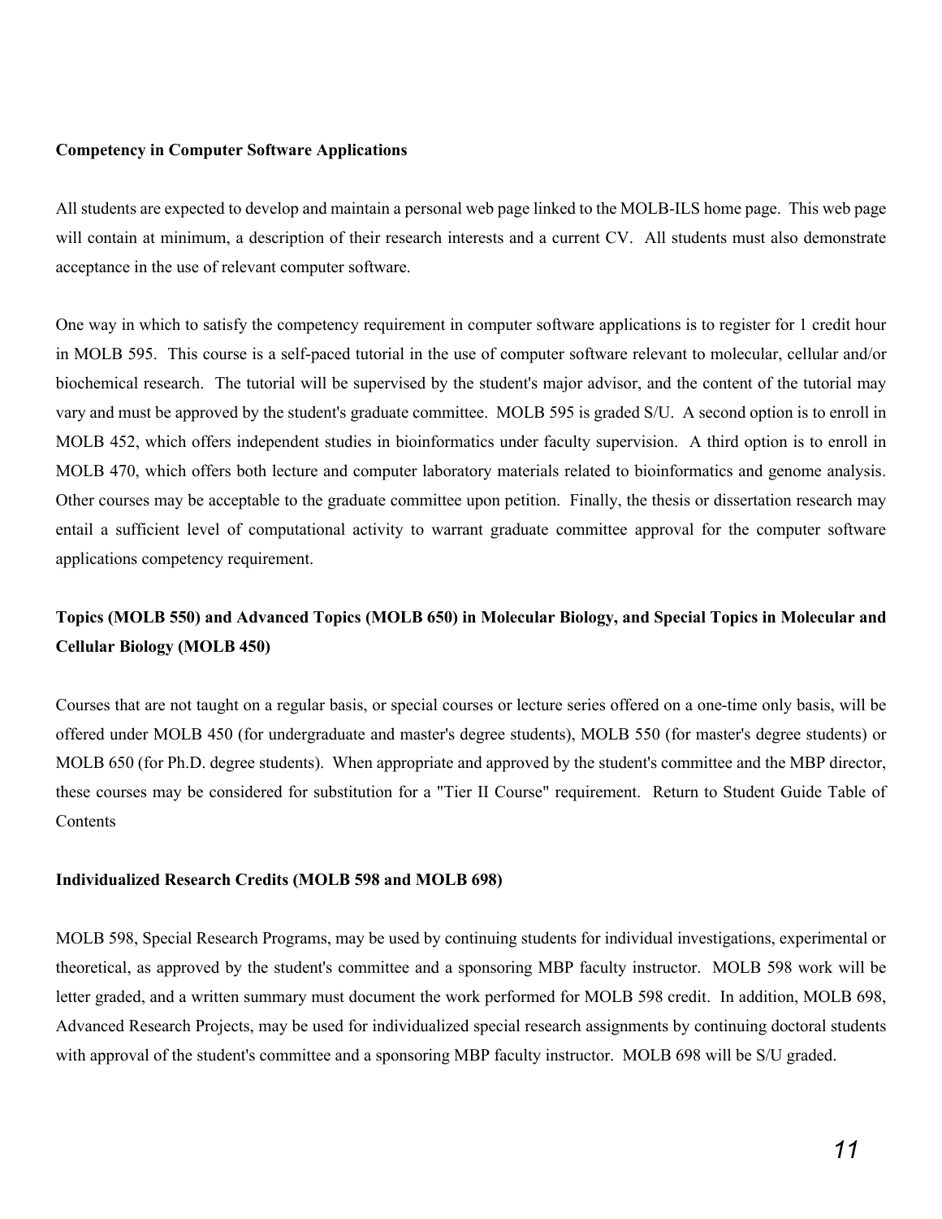**Competency in Computer Software Applications**

All students are expected to develop and maintain a personal web page linked to the MOLB-ILS home page. This web page will contain at minimum, a description of their research interests and a current CV. All students must also demonstrate acceptance in the use of relevant computer software.

One way in which to satisfy the competency requirement in computer software applications is to register for 1 credit hour in MOLB 595. This course is a self-paced tutorial in the use of computer software relevant to molecular, cellular and/or biochemical research. The tutorial will be supervised by the student's major advisor, and the content of the tutorial may vary and must be approved by the student's graduate committee. MOLB 595 is graded S/U. A second option is to enroll in MOLB 452, which offers independent studies in bioinformatics under faculty supervision. A third option is to enroll in MOLB 470, which offers both lecture and computer laboratory materials related to bioinformatics and genome analysis. Other courses may be acceptable to the graduate committee upon petition. Finally, the thesis or dissertation research may entail a sufficient level of computational activity to warrant graduate committee approval for the computer software applications competency requirement.

**Topics (MOLB 550) and Advanced Topics (MOLB 650) in Molecular Biology, and Special Topics in Molecular and Cellular Biology (MOLB 450)**

Courses that are not taught on a regular basis, or special courses or lecture series offered on a one-time only basis, will be offered under MOLB 450 (for undergraduate and master's degree students), MOLB 550 (for master's degree students) or MOLB 650 (for Ph.D. degree students). When appropriate and approved by the student's committee and the MBP director, these courses may be considered for substitution for a "Tier II Course" requirement. Return to Student Guide Table of Contents

**Individualized Research Credits (MOLB 598 and MOLB 698)**

MOLB 598, Special Research Programs, may be used by continuing students for individual investigations, experimental or theoretical, as approved by the student's committee and a sponsoring MBP faculty instructor. MOLB 598 work will be letter graded, and a written summary must document the work performed for MOLB 598 credit. In addition, MOLB 698, Advanced Research Projects, may be used for individualized special research assignments by continuing doctoral students with approval of the student's committee and a sponsoring MBP faculty instructor. MOLB 698 will be S/U graded.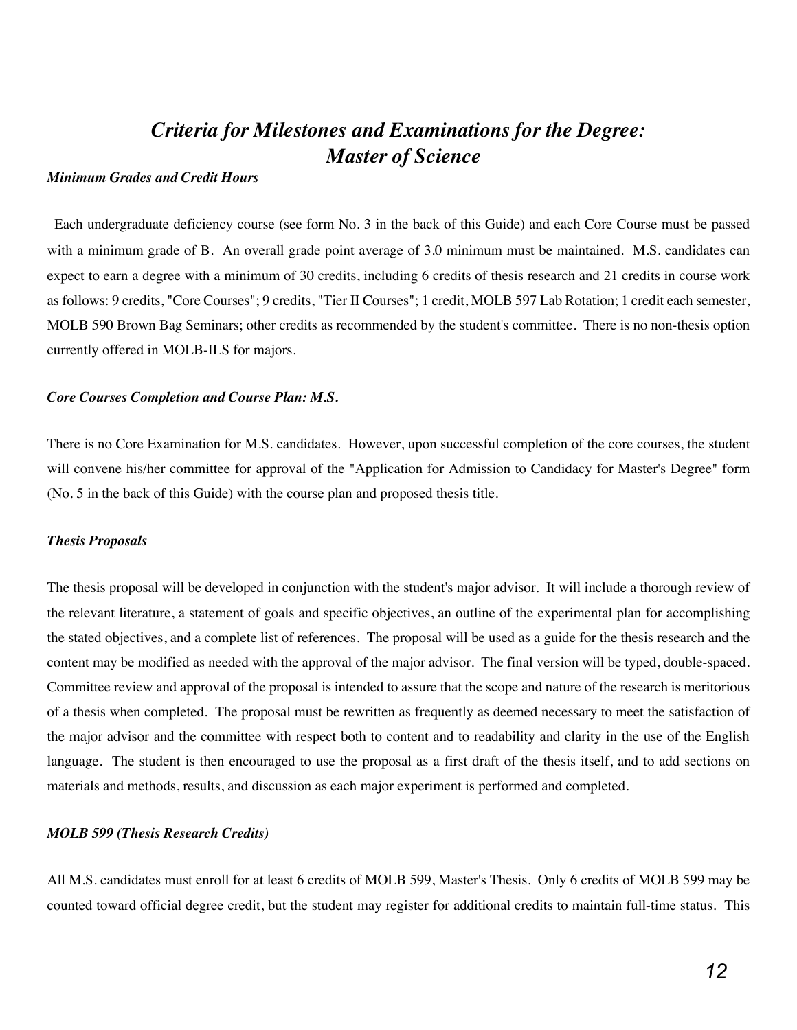## *Criteria for Milestones and Examinations for the Degree: Master of Science*

### *Minimum Grades and Credit Hours*

Each undergraduate deficiency course (see form No. 3 in the back of this Guide) and each Core Course must be passed with a minimum grade of B. An overall grade point average of 3.0 minimum must be maintained. M.S. candidates can expect to earn a degree with a minimum of 30 credits, including 6 credits of thesis research and 21 credits in course work as follows: 9 credits, "Core Courses"; 9 credits, "Tier II Courses"; 1 credit, MOLB 597 Lab Rotation; 1 credit each semester, MOLB 590 Brown Bag Seminars; other credits as recommended by the student's committee. There is no non-thesis option currently offered in MOLB-ILS for majors.

### *Core Courses Completion and Course Plan: M.S.*

There is no Core Examination for M.S. candidates. However, upon successful completion of the core courses, the student will convene his/her committee for approval of the "Application for Admission to Candidacy for Master's Degree" form (No. 5 in the back of this Guide) with the course plan and proposed thesis title.

### *Thesis Proposals*

The thesis proposal will be developed in conjunction with the student's major advisor. It will include a thorough review of the relevant literature, a statement of goals and specific objectives, an outline of the experimental plan for accomplishing the stated objectives, and a complete list of references. The proposal will be used as a guide for the thesis research and the content may be modified as needed with the approval of the major advisor. The final version will be typed, double-spaced. Committee review and approval of the proposal is intended to assure that the scope and nature of the research is meritorious of a thesis when completed. The proposal must be rewritten as frequently as deemed necessary to meet the satisfaction of the major advisor and the committee with respect both to content and to readability and clarity in the use of the English language. The student is then encouraged to use the proposal as a first draft of the thesis itself, and to add sections on materials and methods, results, and discussion as each major experiment is performed and completed.

### *MOLB 599 (Thesis Research Credits)*

All M.S. candidates must enroll for at least 6 credits of MOLB 599, Master's Thesis. Only 6 credits of MOLB 599 may be counted toward official degree credit, but the student may register for additional credits to maintain full-time status. This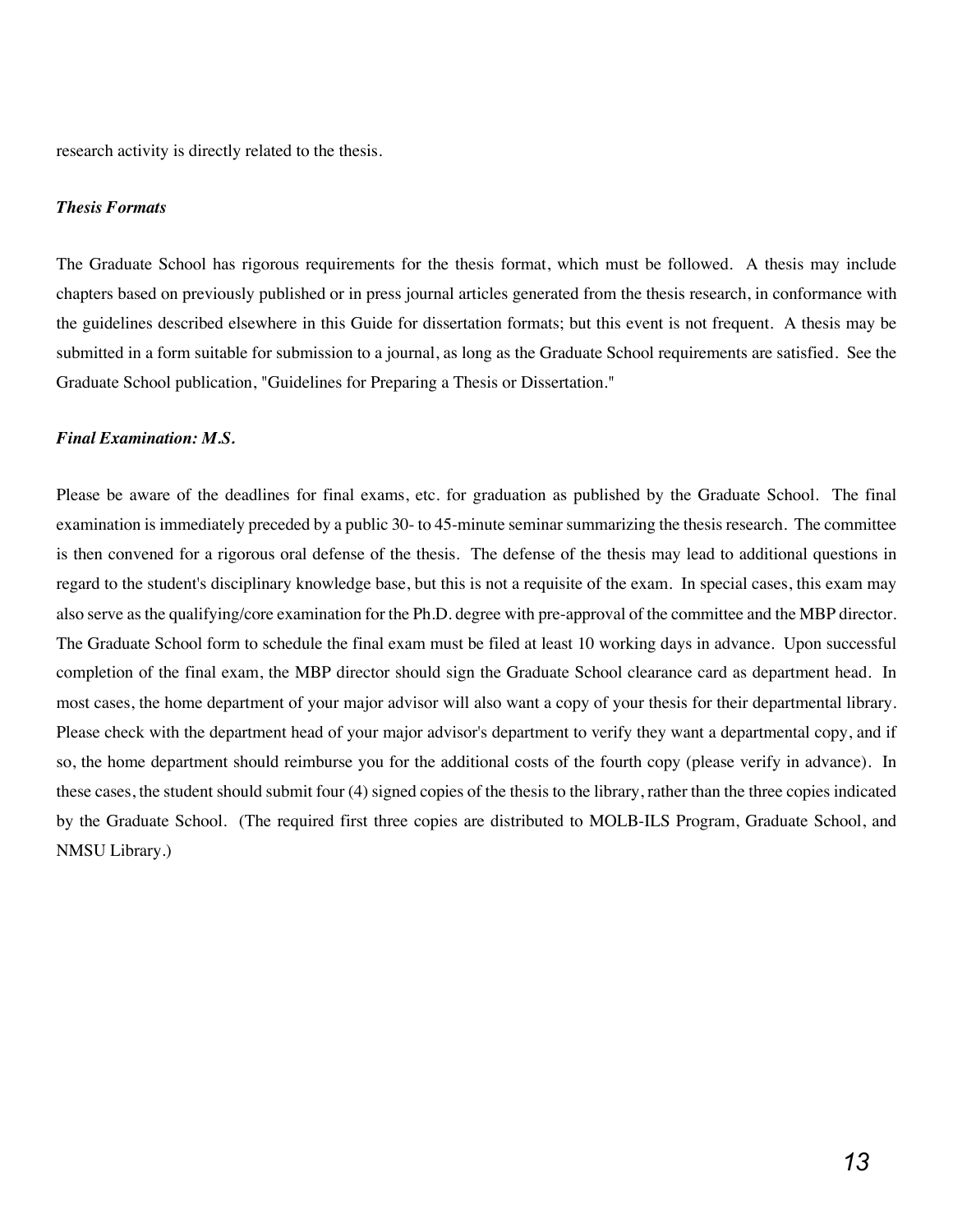research activity is directly related to the thesis.

*Thesis Formats*

The Graduate School has rigorous requirements for the thesis format, which must be followed. A thesis may include chapters based on previously published or in press journal articles generated from the thesis research, in conformance with the guidelines described elsewhere in this Guide for dissertation formats; but this event is not frequent. A thesis may be submitted in a form suitable for submission to a journal, as long as the Graduate School requirements are satisfied. See the Graduate School publication, "Guidelines for Preparing a Thesis or Dissertation."

*Final Examination: M.S.*

Please be aware of the deadlines for final exams, etc. for graduation as published by the Graduate School. The final examination is immediately preceded by a public 30- to 45-minute seminar summarizing the thesis research. The committee is then convened for a rigorous oral defense of the thesis. The defense of the thesis may lead to additional questions in regard to the student's disciplinary knowledge base, but this is not a requisite of the exam. In special cases, this exam may also serve as the qualifying/core examination for the Ph.D. degree with pre-approval of the committee and the MBP director. The Graduate School form to schedule the final exam must be filed at least 10 working days in advance. Upon successful completion of the final exam, the MBP director should sign the Graduate School clearance card as department head. In most cases, the home department of your major advisor will also want a copy of your thesis for their departmental library. Please check with the department head of your major advisor's department to verify they want a departmental copy, and if so, the home department should reimburse you for the additional costs of the fourth copy (please verify in advance). In these cases, the student should submit four (4) signed copies of the thesis to the library, rather than the three copies indicated by the Graduate School. (The required first three copies are distributed to MOLB-ILS Program, Graduate School, and NMSU Library.)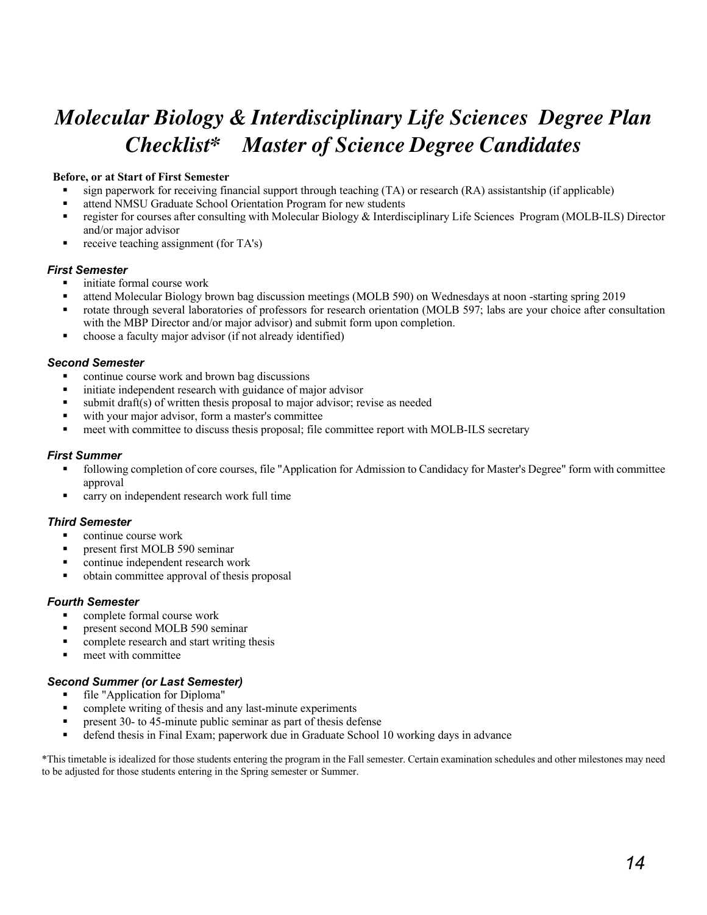# *Molecular Biology & Interdisciplinary Life Sciences Degree Plan Checklist\* Master of Science Degree Candidates*

**Before, or at Start of First Semester**

- sign paperwork for receiving financial support through teaching (TA) or research (RA) assistantship (if applicable)
- attend NMSU Graduate School Orientation Program for new students
- register for courses after consulting with Molecular Biology & Interdisciplinary Life Sciences Program (MOLB-ILS) Director and/or major advisor
- receive teaching assignment (for TA's)

### *First Semester*

- initiate formal course work
- attend Molecular Biology brown bag discussion meetings (MOLB 590) on Wednesdays at noon -starting spring 2019
- rotate through several laboratories of professors for research orientation (MOLB 597; labs are your choice after consultation with the MBP Director and/or major advisor) and submit form upon completion.
- choose a faculty major advisor (if not already identified)

### *Second Semester*

- continue course work and brown bag discussions
- initiate independent research with guidance of major advisor
- submit draft(s) of written thesis proposal to major advisor; revise as needed
- with your major advisor, form a master's committee
- meet with committee to discuss thesis proposal; file committee report with MOLB-ILS secretary

### *First Summer*

- following completion of core courses, file "Application for Admission to Candidacy for Master's Degree" form with committee approval
- carry on independent research work full time

### *Third Semester*

- continue course work
- present first MOLB 590 seminar
- continue independent research work
- obtain committee approval of thesis proposal

### *Fourth Semester*

- complete formal course work
- present second MOLB 590 seminar
- complete research and start writing thesis
- meet with committee

### *Second Summer (or Last Semester)*

- file "Application for Diploma"
- complete writing of thesis and any last-minute experiments
- present 30- to 45-minute public seminar as part of thesis defense
- defend thesis in Final Exam; paperwork due in Graduate School 10 working days in advance

\*This timetable is idealized for those students entering the program in the Fall semester. Certain examination schedules and other milestones may need to be adjusted for those students entering in the Spring semester or Summer.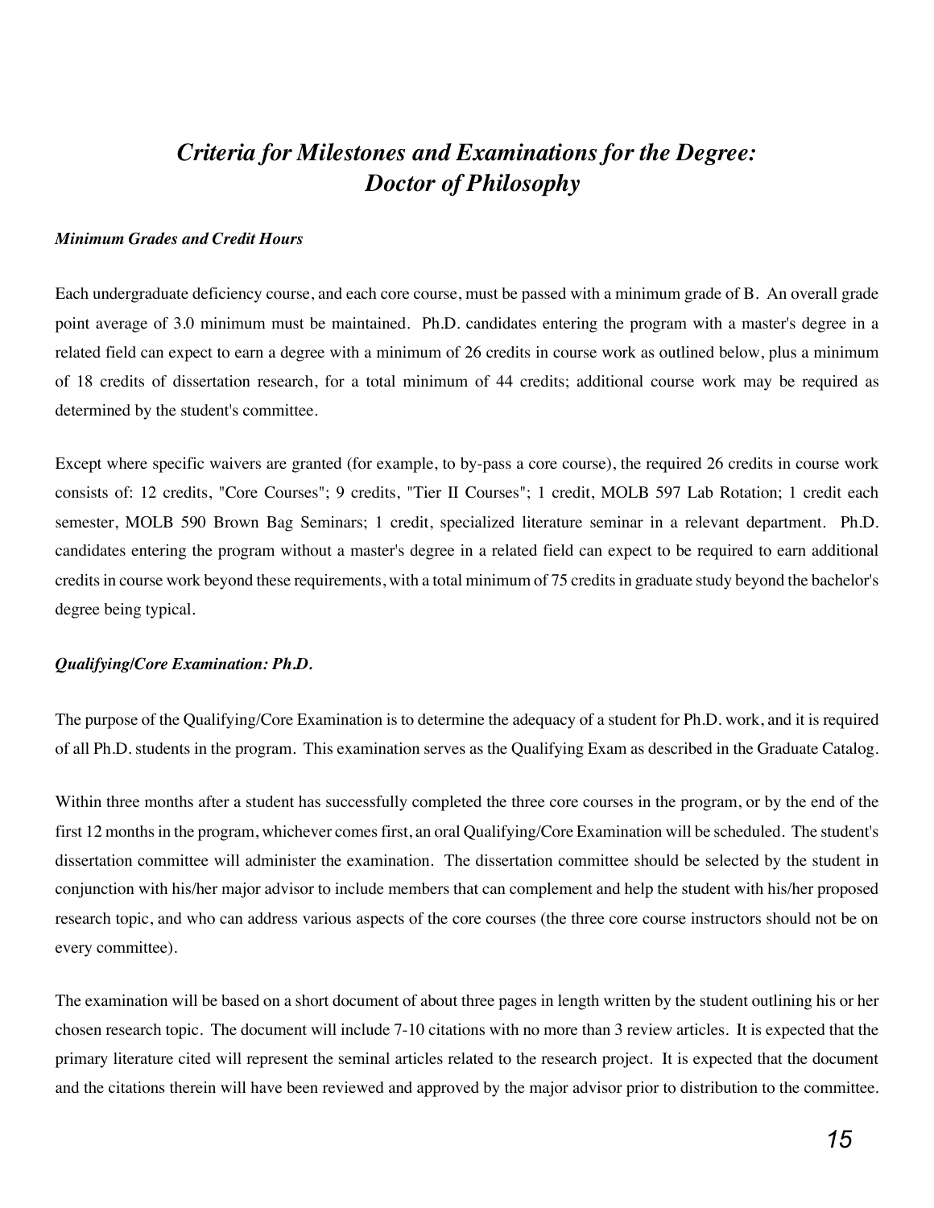## *Criteria for Milestones and Examinations for the Degree: Doctor of Philosophy*

### *Minimum Grades and Credit Hours*

Each undergraduate deficiency course, and each core course, must be passed with a minimum grade of B. An overall grade point average of 3.0 minimum must be maintained. Ph.D. candidates entering the program with a master's degree in a related field can expect to earn a degree with a minimum of 26 credits in course work as outlined below, plus a minimum of 18 credits of dissertation research, for a total minimum of 44 credits; additional course work may be required as determined by the student's committee.

Except where specific waivers are granted (for example, to by-pass a core course), the required 26 credits in course work consists of: 12 credits, "Core Courses"; 9 credits, "Tier II Courses"; 1 credit, MOLB 597 Lab Rotation; 1 credit each semester, MOLB 590 Brown Bag Seminars; 1 credit, specialized literature seminar in a relevant department. Ph.D. candidates entering the program without a master's degree in a related field can expect to be required to earn additional credits in course work beyond these requirements, with a total minimum of 75 credits in graduate study beyond the bachelor's degree being typical.

### *Qualifying/Core Examination: Ph.D.*

The purpose of the Qualifying/Core Examination is to determine the adequacy of a student for Ph.D. work, and it is required of all Ph.D. students in the program. This examination serves as the Qualifying Exam as described in the Graduate Catalog.

Within three months after a student has successfully completed the three core courses in the program, or by the end of the first 12 months in the program, whichever comes first, an oral Qualifying/Core Examination will be scheduled. The student's dissertation committee will administer the examination. The dissertation committee should be selected by the student in conjunction with his/her major advisor to include members that can complement and help the student with his/her proposed research topic, and who can address various aspects of the core courses (the three core course instructors should not be on every committee).

The examination will be based on a short document of about three pages in length written by the student outlining his or her chosen research topic. The document will include 7-10 citations with no more than 3 review articles. It is expected that the primary literature cited will represent the seminal articles related to the research project. It is expected that the document and the citations therein will have been reviewed and approved by the major advisor prior to distribution to the committee.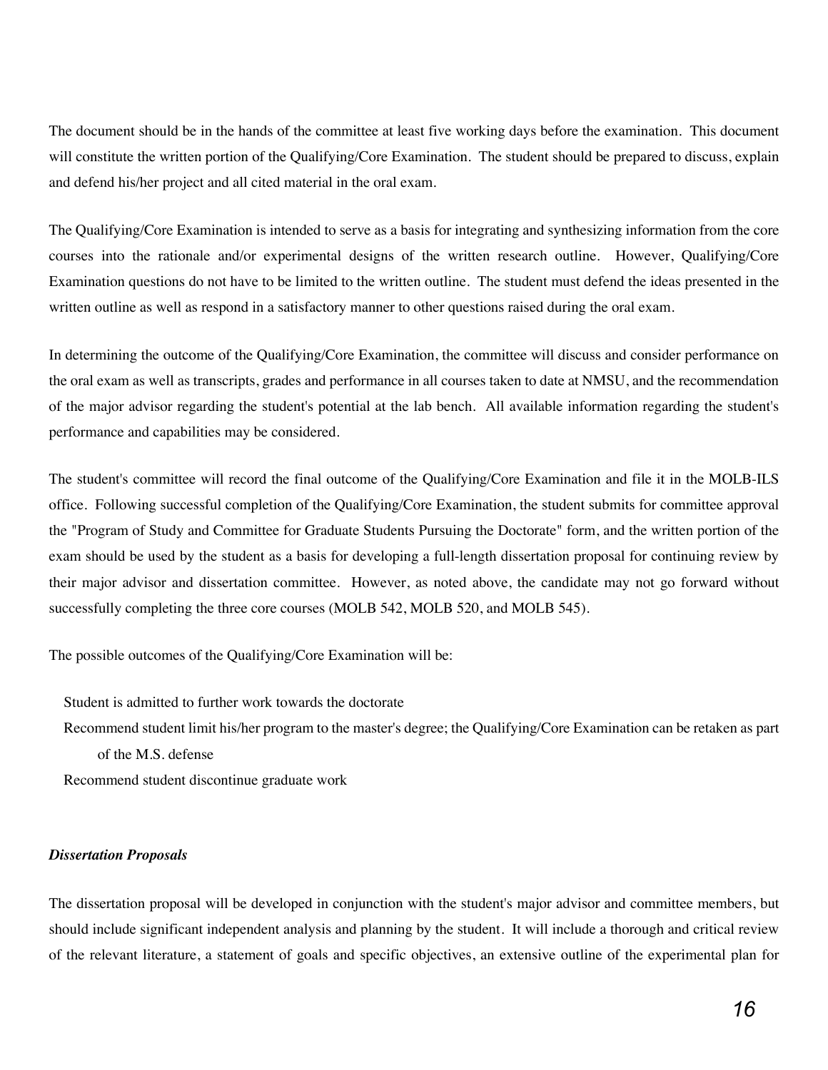The document should be in the hands of the committee at least five working days before the examination. This document will constitute the written portion of the Qualifying/Core Examination. The student should be prepared to discuss, explain and defend his/her project and all cited material in the oral exam.

The Qualifying/Core Examination is intended to serve as a basis for integrating and synthesizing information from the core courses into the rationale and/or experimental designs of the written research outline. However, Qualifying/Core Examination questions do not have to be limited to the written outline. The student must defend the ideas presented in the written outline as well as respond in a satisfactory manner to other questions raised during the oral exam.

In determining the outcome of the Qualifying/Core Examination, the committee will discuss and consider performance on the oral exam as well as transcripts, grades and performance in all courses taken to date at NMSU, and the recommendation of the major advisor regarding the student's potential at the lab bench. All available information regarding the student's performance and capabilities may be considered.

The student's committee will record the final outcome of the Qualifying/Core Examination and file it in the MOLB-ILS office. Following successful completion of the Qualifying/Core Examination, the student submits for committee approval the "Program of Study and Committee for Graduate Students Pursuing the Doctorate" form, and the written portion of the exam should be used by the student as a basis for developing a full-length dissertation proposal for continuing review by their major advisor and dissertation committee. However, as noted above, the candidate may not go forward without successfully completing the three core courses (MOLB 542, MOLB 520, and MOLB 545).

The possible outcomes of the Qualifying/Core Examination will be:

- Student is admitted to further work towards the doctorate
- Recommend student limit his/her program to the master's degree; the Qualifying/Core Examination can be retaken as part of the M.S. defense
- Recommend student discontinue graduate work

***Dissertation Proposals***

The dissertation proposal will be developed in conjunction with the student's major advisor and committee members, but should include significant independent analysis and planning by the student. It will include a thorough and critical review of the relevant literature, a statement of goals and specific objectives, an extensive outline of the experimental plan for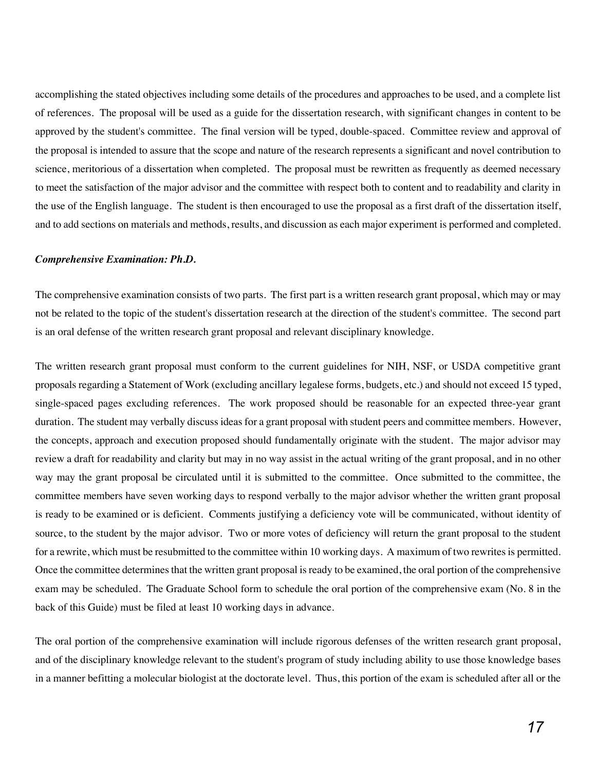accomplishing the stated objectives including some details of the procedures and approaches to be used, and a complete list of references. The proposal will be used as a guide for the dissertation research, with significant changes in content to be approved by the student's committee. The final version will be typed, double-spaced. Committee review and approval of the proposal is intended to assure that the scope and nature of the research represents a significant and novel contribution to science, meritorious of a dissertation when completed. The proposal must be rewritten as frequently as deemed necessary to meet the satisfaction of the major advisor and the committee with respect both to content and to readability and clarity in the use of the English language. The student is then encouraged to use the proposal as a first draft of the dissertation itself, and to add sections on materials and methods, results, and discussion as each major experiment is performed and completed.

***Comprehensive Examination: Ph.D.***

The comprehensive examination consists of two parts. The first part is a written research grant proposal, which may or may not be related to the topic of the student's dissertation research at the direction of the student's committee. The second part is an oral defense of the written research grant proposal and relevant disciplinary knowledge.

The written research grant proposal must conform to the current guidelines for NIH, NSF, or USDA competitive grant proposals regarding a Statement of Work (excluding ancillary legalese forms, budgets, etc.) and should not exceed 15 typed, single-spaced pages excluding references. The work proposed should be reasonable for an expected three-year grant duration. The student may verbally discuss ideas for a grant proposal with student peers and committee members. However, the concepts, approach and execution proposed should fundamentally originate with the student. The major advisor may review a draft for readability and clarity but may in no way assist in the actual writing of the grant proposal, and in no other way may the grant proposal be circulated until it is submitted to the committee. Once submitted to the committee, the committee members have seven working days to respond verbally to the major advisor whether the written grant proposal is ready to be examined or is deficient. Comments justifying a deficiency vote will be communicated, without identity of source, to the student by the major advisor. Two or more votes of deficiency will return the grant proposal to the student for a rewrite, which must be resubmitted to the committee within 10 working days. A maximum of two rewrites is permitted. Once the committee determines that the written grant proposal is ready to be examined, the oral portion of the comprehensive exam may be scheduled. The Graduate School form to schedule the oral portion of the comprehensive exam (No. 8 in the back of this Guide) must be filed at least 10 working days in advance.

The oral portion of the comprehensive examination will include rigorous defenses of the written research grant proposal, and of the disciplinary knowledge relevant to the student's program of study including ability to use those knowledge bases in a manner befitting a molecular biologist at the doctorate level. Thus, this portion of the exam is scheduled after all or the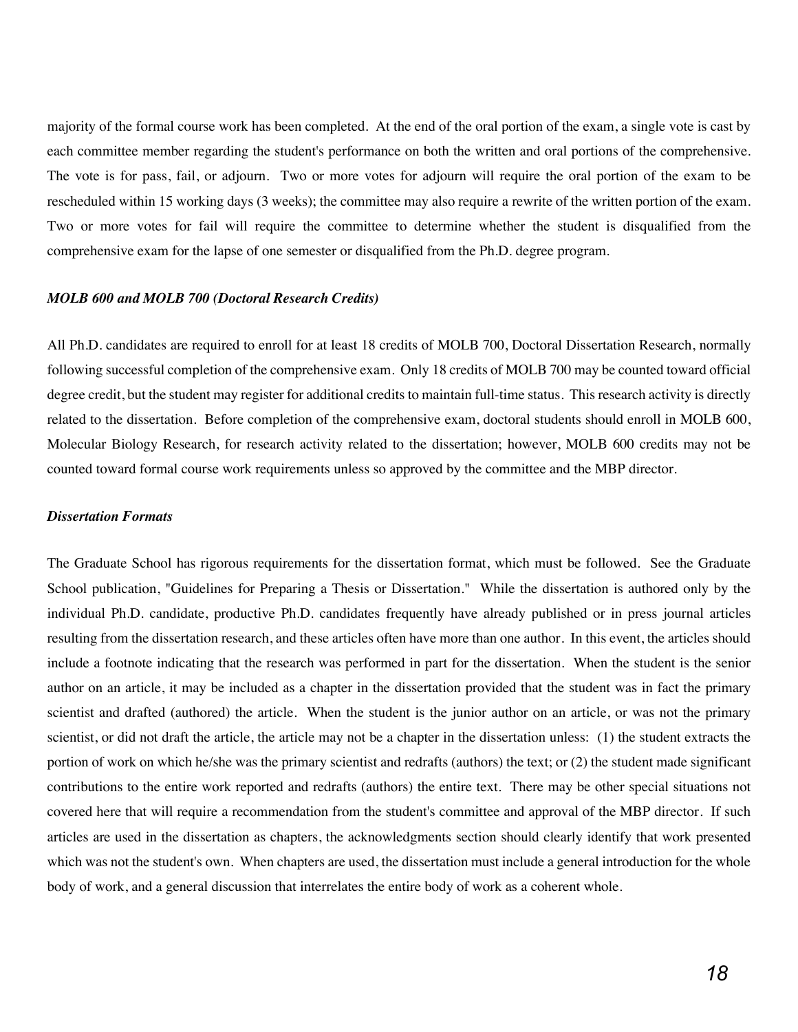majority of the formal course work has been completed. At the end of the oral portion of the exam, a single vote is cast by each committee member regarding the student's performance on both the written and oral portions of the comprehensive. The vote is for pass, fail, or adjourn. Two or more votes for adjourn will require the oral portion of the exam to be rescheduled within 15 working days (3 weeks); the committee may also require a rewrite of the written portion of the exam. Two or more votes for fail will require the committee to determine whether the student is disqualified from the comprehensive exam for the lapse of one semester or disqualified from the Ph.D. degree program.

***MOLB 600 and MOLB 700 (Doctoral Research Credits)***

All Ph.D. candidates are required to enroll for at least 18 credits of MOLB 700, Doctoral Dissertation Research, normally following successful completion of the comprehensive exam. Only 18 credits of MOLB 700 may be counted toward official degree credit, but the student may register for additional credits to maintain full-time status. This research activity is directly related to the dissertation. Before completion of the comprehensive exam, doctoral students should enroll in MOLB 600, Molecular Biology Research, for research activity related to the dissertation; however, MOLB 600 credits may not be counted toward formal course work requirements unless so approved by the committee and the MBP director.

***Dissertation Formats***

The Graduate School has rigorous requirements for the dissertation format, which must be followed. See the Graduate School publication, "Guidelines for Preparing a Thesis or Dissertation." While the dissertation is authored only by the individual Ph.D. candidate, productive Ph.D. candidates frequently have already published or in press journal articles resulting from the dissertation research, and these articles often have more than one author. In this event, the articles should include a footnote indicating that the research was performed in part for the dissertation. When the student is the senior author on an article, it may be included as a chapter in the dissertation provided that the student was in fact the primary scientist and drafted (authored) the article. When the student is the junior author on an article, or was not the primary scientist, or did not draft the article, the article may not be a chapter in the dissertation unless: (1) the student extracts the portion of work on which he/she was the primary scientist and redrafts (authors) the text; or (2) the student made significant contributions to the entire work reported and redrafts (authors) the entire text. There may be other special situations not covered here that will require a recommendation from the student's committee and approval of the MBP director. If such articles are used in the dissertation as chapters, the acknowledgments section should clearly identify that work presented which was not the student's own. When chapters are used, the dissertation must include a general introduction for the whole body of work, and a general discussion that interrelates the entire body of work as a coherent whole.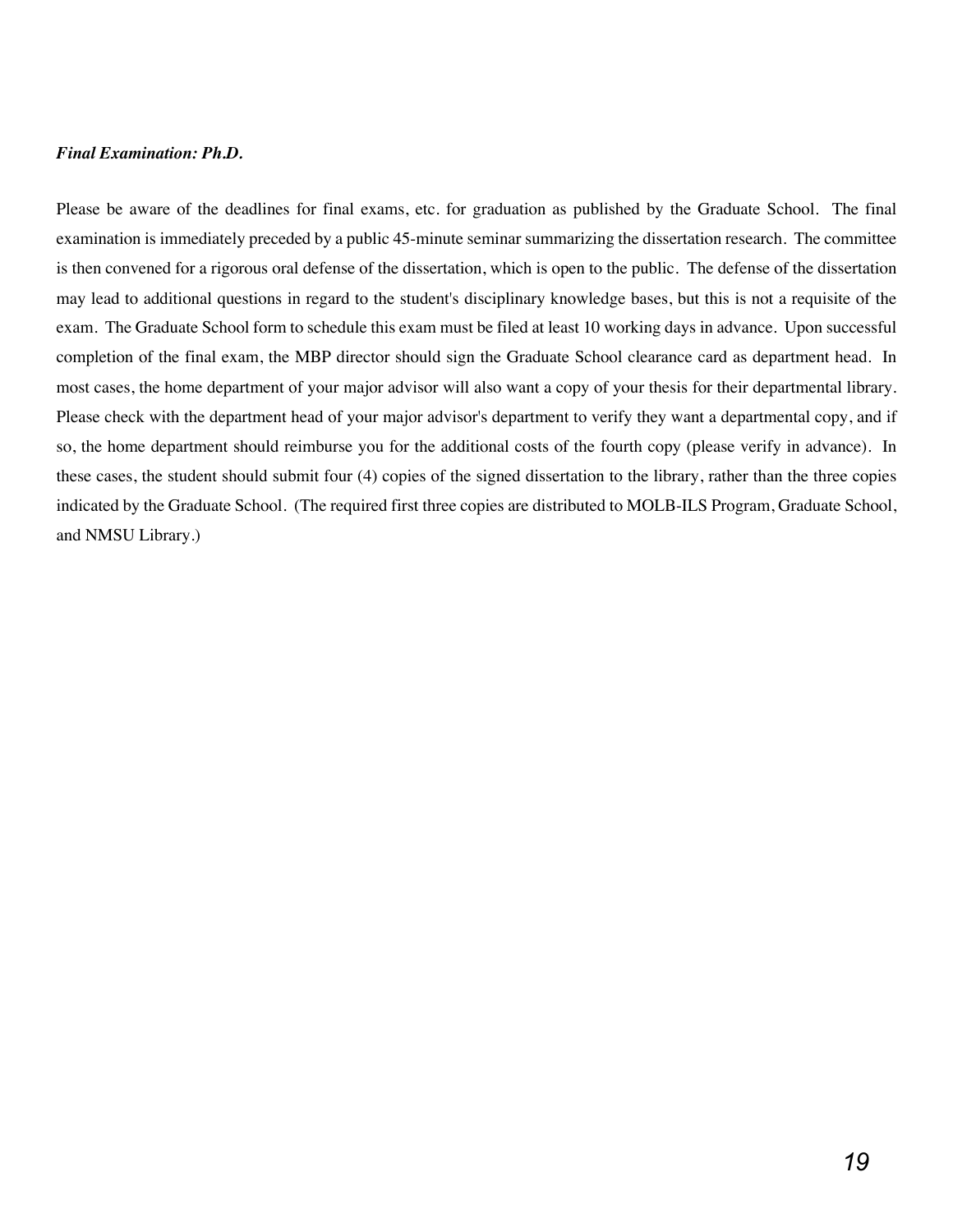***Final Examination: Ph.D.***

Please be aware of the deadlines for final exams, etc. for graduation as published by the Graduate School. The final examination is immediately preceded by a public 45-minute seminar summarizing the dissertation research. The committee is then convened for a rigorous oral defense of the dissertation, which is open to the public. The defense of the dissertation may lead to additional questions in regard to the student's disciplinary knowledge bases, but this is not a requisite of the exam. The Graduate School form to schedule this exam must be filed at least 10 working days in advance. Upon successful completion of the final exam, the MBP director should sign the Graduate School clearance card as department head. In most cases, the home department of your major advisor will also want a copy of your thesis for their departmental library. Please check with the department head of your major advisor's department to verify they want a departmental copy, and if so, the home department should reimburse you for the additional costs of the fourth copy (please verify in advance). In these cases, the student should submit four (4) copies of the signed dissertation to the library, rather than the three copies indicated by the Graduate School. (The required first three copies are distributed to MOLB-ILS Program, Graduate School, and NMSU Library.)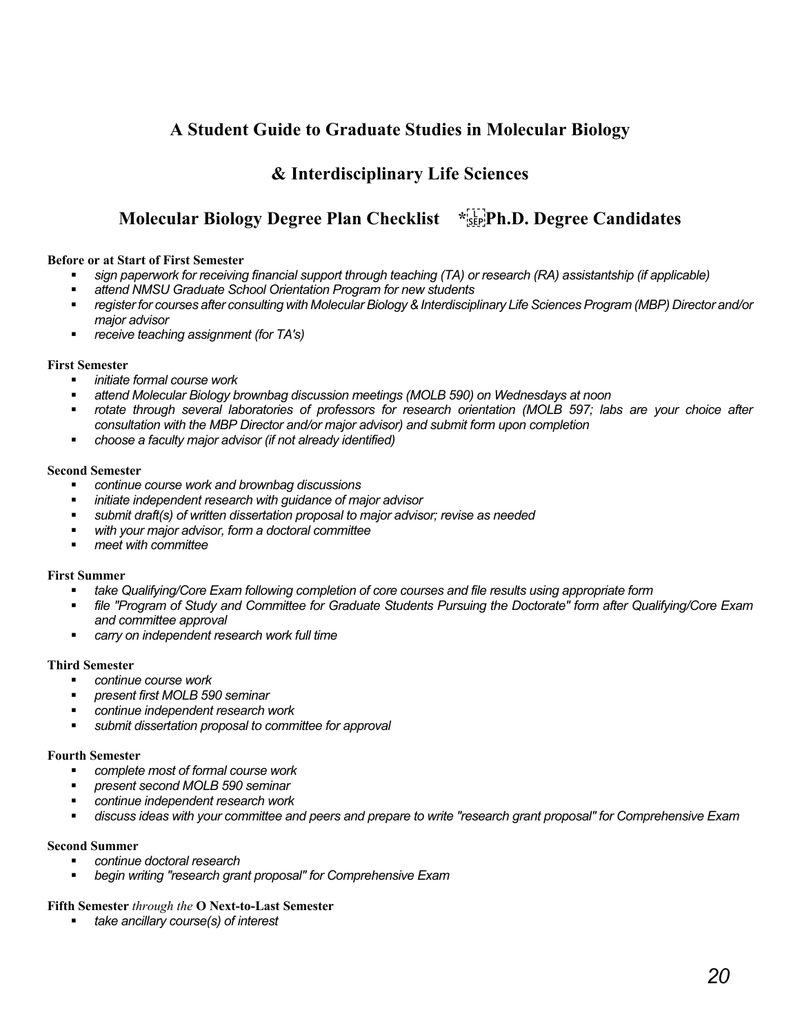## A Student Guide to Graduate Studies in Molecular Biology

## & Interdisciplinary Life Sciences

### Molecular Biology Degree Plan Checklist * Ph.D. Degree Candidates

**Before or at Start of First Semester**

- *sign paperwork for receiving financial support through teaching (TA) or research (RA) assistantship (if applicable)*
- *attend NMSU Graduate School Orientation Program for new students*
- *register for courses after consulting with Molecular Biology & Interdisciplinary Life Sciences Program (MBP) Director and/or major advisor*
- *receive teaching assignment (for TA's)*

**First Semester**

- *initiate formal course work*
- *attend Molecular Biology brownbag discussion meetings (MOLB 590) on Wednesdays at noon*
- *rotate through several laboratories of professors for research orientation (MOLB 597; labs are your choice after consultation with the MBP Director and/or major advisor) and submit form upon completion*
- *choose a faculty major advisor (if not already identified)*

**Second Semester**

- *continue course work and brownbag discussions*
- *initiate independent research with guidance of major advisor*
- *submit draft(s) of written dissertation proposal to major advisor; revise as needed*
- *with your major advisor, form a doctoral committee*
- *meet with committee*

**First Summer**

- *take Qualifying/Core Exam following completion of core courses and file results using appropriate form*
- *file "Program of Study and Committee for Graduate Students Pursuing the Doctorate" form after Qualifying/Core Exam and committee approval*
- *carry on independent research work full time*

**Third Semester**

- *continue course work*
- *present first MOLB 590 seminar*
- *continue independent research work*
- *submit dissertation proposal to committee for approval*

**Fourth Semester**

- *complete most of formal course work*
- *present second MOLB 590 seminar*
- *continue independent research work*
- *discuss ideas with your committee and peers and prepare to write "research grant proposal" for Comprehensive Exam*

**Second Summer**

- *continue doctoral research*
- *begin writing "research grant proposal" for Comprehensive Exam*

**Fifth Semester** *through the* **O Next-to-Last Semester**

- *take ancillary course(s) of interest*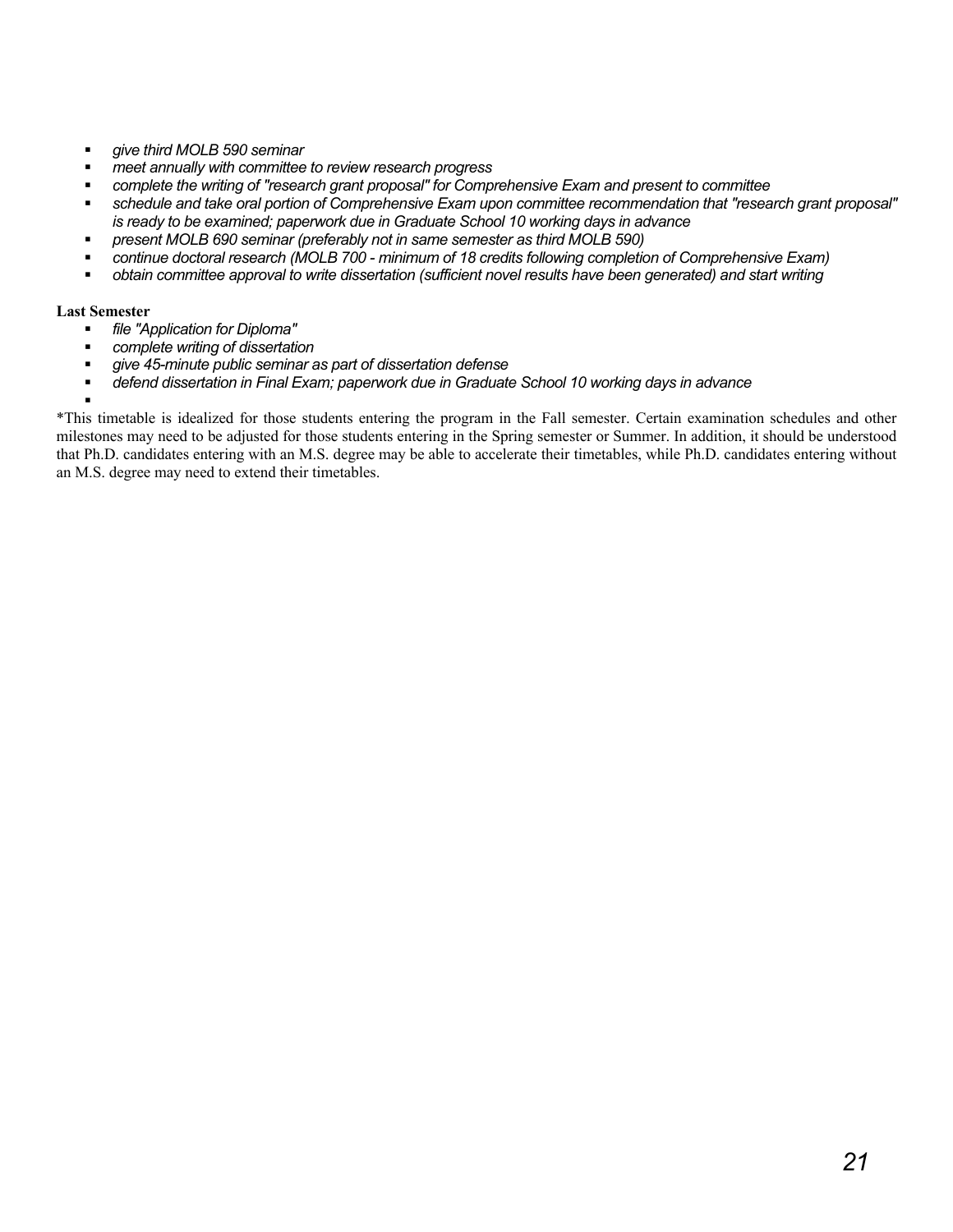- *give third MOLB 590 seminar*
- *meet annually with committee to review research progress*
- *complete the writing of "research grant proposal" for Comprehensive Exam and present to committee*
- *schedule and take oral portion of Comprehensive Exam upon committee recommendation that "research grant proposal" is ready to be examined; paperwork due in Graduate School 10 working days in advance*
- *present MOLB 690 seminar (preferably not in same semester as third MOLB 590)*
- *continue doctoral research (MOLB 700 - minimum of 18 credits following completion of Comprehensive Exam)*
- *obtain committee approval to write dissertation (sufficient novel results have been generated) and start writing*

**Last Semester**

- *file "Application for Diploma"*
- *complete writing of dissertation*
- *give 45-minute public seminar as part of dissertation defense*
- *defend dissertation in Final Exam; paperwork due in Graduate School 10 working days in advance*

*This timetable is idealized for those students entering the program in the Fall semester. Certain examination schedules and other milestones may need to be adjusted for those students entering in the Spring semester or Summer. In addition, it should be understood that Ph.D. candidates entering with an M.S. degree may be able to accelerate their timetables, while Ph.D. candidates entering without an M.S. degree may need to extend their timetables.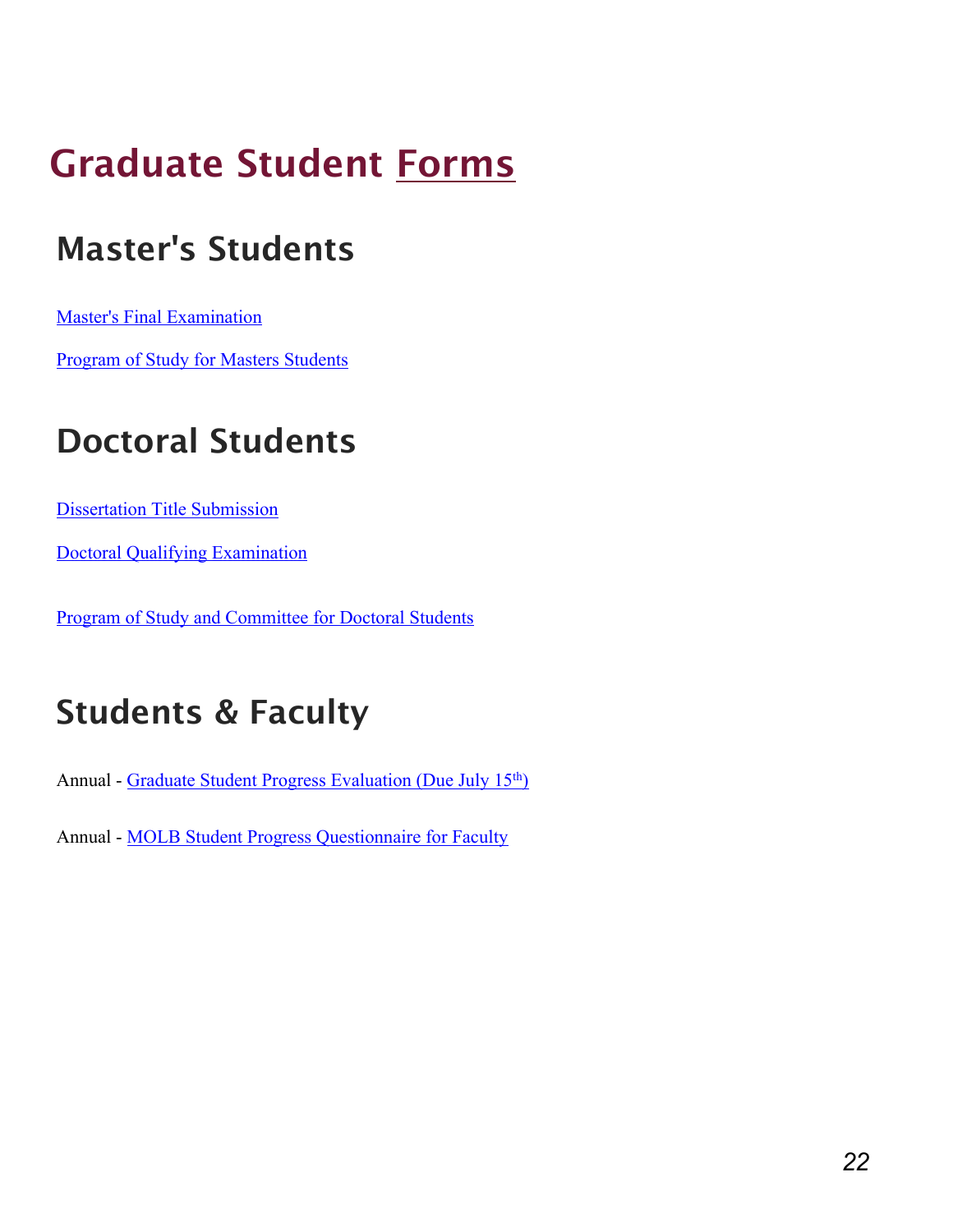# Graduate Student Forms

## Master's Students

Master's Final Examination

Program of Study for Masters Students

## Doctoral Students

Dissertation Title Submission

Doctoral Qualifying Examination

Program of Study and Committee for Doctoral Students

## Students & Faculty

Annual - Graduate Student Progress Evaluation (Due July 15th)

Annual - MOLB Student Progress Questionnaire for Faculty